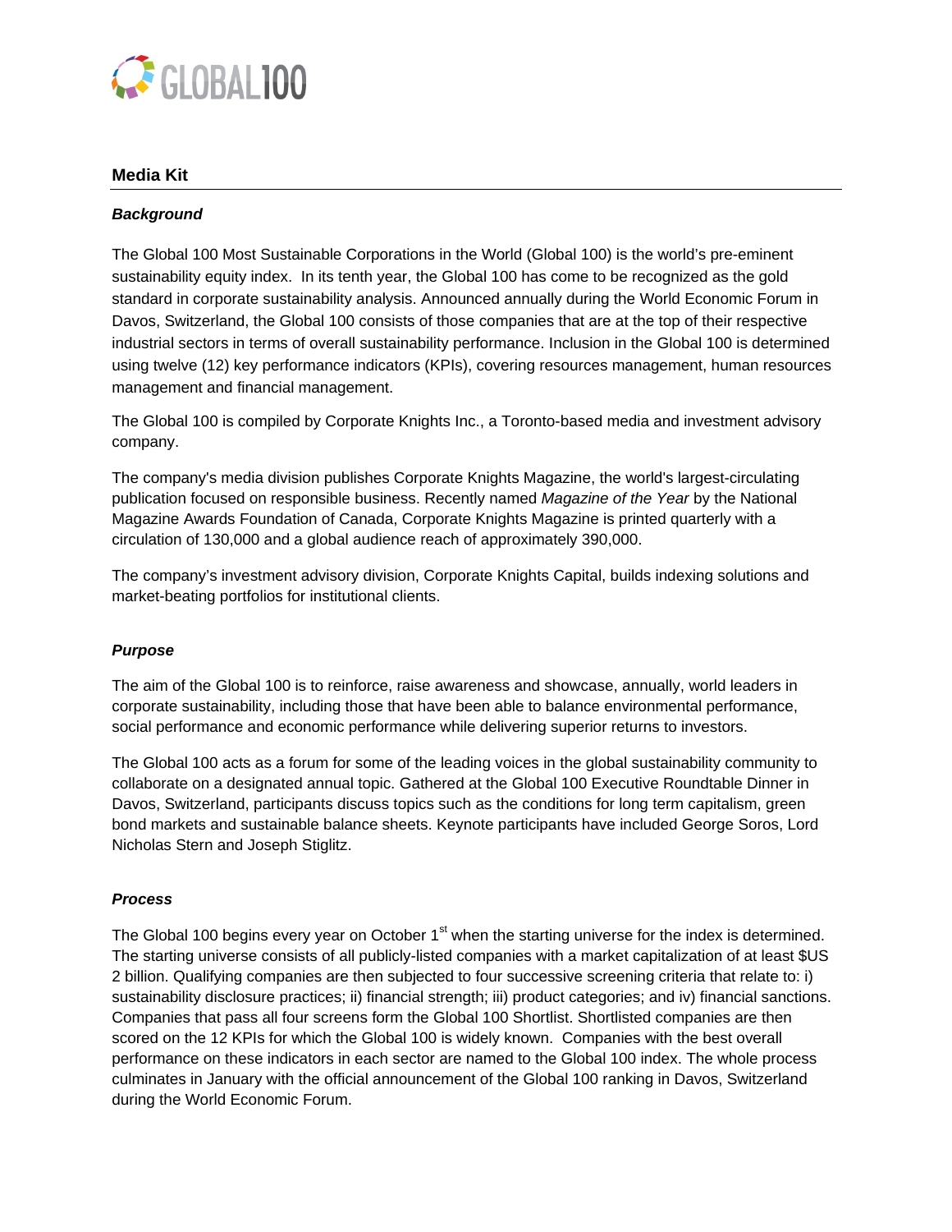GLOBAL100

## Media Kit

### *Background*

The Global 100 Most Sustainable Corporations in the World (Global 100) is the world's pre-eminent sustainability equity index. In its tenth year, the Global 100 has come to be recognized as the gold standard in corporate sustainability analysis. Announced annually during the World Economic Forum in Davos, Switzerland, the Global 100 consists of those companies that are at the top of their respective industrial sectors in terms of overall sustainability performance. Inclusion in the Global 100 is determined using twelve (12) key performance indicators (KPIs), covering resources management, human resources management and financial management.

The Global 100 is compiled by Corporate Knights Inc., a Toronto-based media and investment advisory company.

The company's media division publishes Corporate Knights Magazine, the world's largest-circulating publication focused on responsible business. Recently named *Magazine of the Year* by the National Magazine Awards Foundation of Canada, Corporate Knights Magazine is printed quarterly with a circulation of 130,000 and a global audience reach of approximately 390,000.

The company's investment advisory division, Corporate Knights Capital, builds indexing solutions and market-beating portfolios for institutional clients.

### *Purpose*

The aim of the Global 100 is to reinforce, raise awareness and showcase, annually, world leaders in corporate sustainability, including those that have been able to balance environmental performance, social performance and economic performance while delivering superior returns to investors.

The Global 100 acts as a forum for some of the leading voices in the global sustainability community to collaborate on a designated annual topic. Gathered at the Global 100 Executive Roundtable Dinner in Davos, Switzerland, participants discuss topics such as the conditions for long term capitalism, green bond markets and sustainable balance sheets. Keynote participants have included George Soros, Lord Nicholas Stern and Joseph Stiglitz.

### *Process*

The Global 100 begins every year on October 1st when the starting universe for the index is determined. The starting universe consists of all publicly-listed companies with a market capitalization of at least $US 2 billion. Qualifying companies are then subjected to four successive screening criteria that relate to: i) sustainability disclosure practices; ii) financial strength; iii) product categories; and iv) financial sanctions. Companies that pass all four screens form the Global 100 Shortlist. Shortlisted companies are then scored on the 12 KPIs for which the Global 100 is widely known. Companies with the best overall performance on these indicators in each sector are named to the Global 100 index. The whole process culminates in January with the official announcement of the Global 100 ranking in Davos, Switzerland during the World Economic Forum.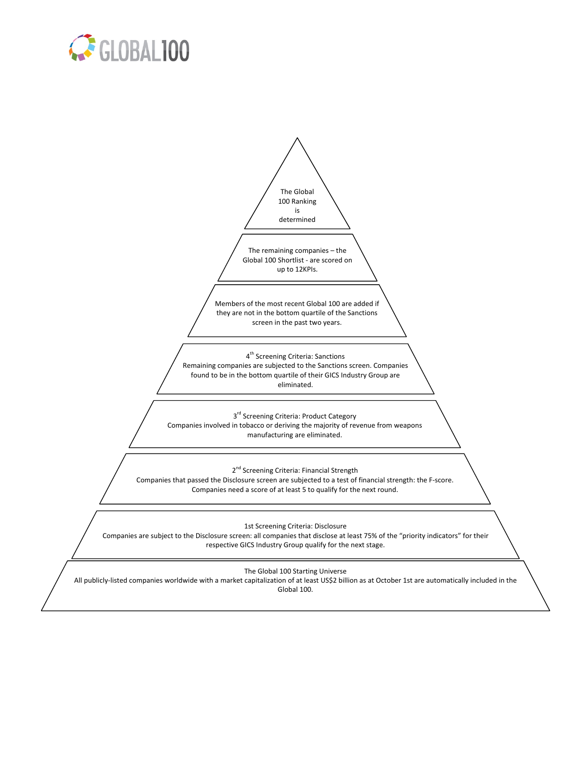The Global 100 Ranking is determined

The remaining companies – the Global 100 Shortlist - are scored on up to 12KPIs.

Members of the most recent Global 100 are added if they are not in the bottom quartile of the Sanctions screen in the past two years.

4th Screening Criteria: Sanctions
Remaining companies are subjected to the Sanctions screen. Companies found to be in the bottom quartile of their GICS Industry Group are eliminated.

3rd Screening Criteria: Product Category
Companies involved in tobacco or deriving the majority of revenue from weapons manufacturing are eliminated.

2nd Screening Criteria: Financial Strength
Companies that passed the Disclosure screen are subjected to a test of financial strength: the F-score. Companies need a score of at least 5 to qualify for the next round.

1st Screening Criteria: Disclosure
Companies are subject to the Disclosure screen: all companies that disclose at least 75% of the "priority indicators" for their respective GICS Industry Group qualify for the next stage.

The Global 100 Starting Universe
All publicly-listed companies worldwide with a market capitalization of at least US$2 billion as at October 1st are automatically included in the Global 100.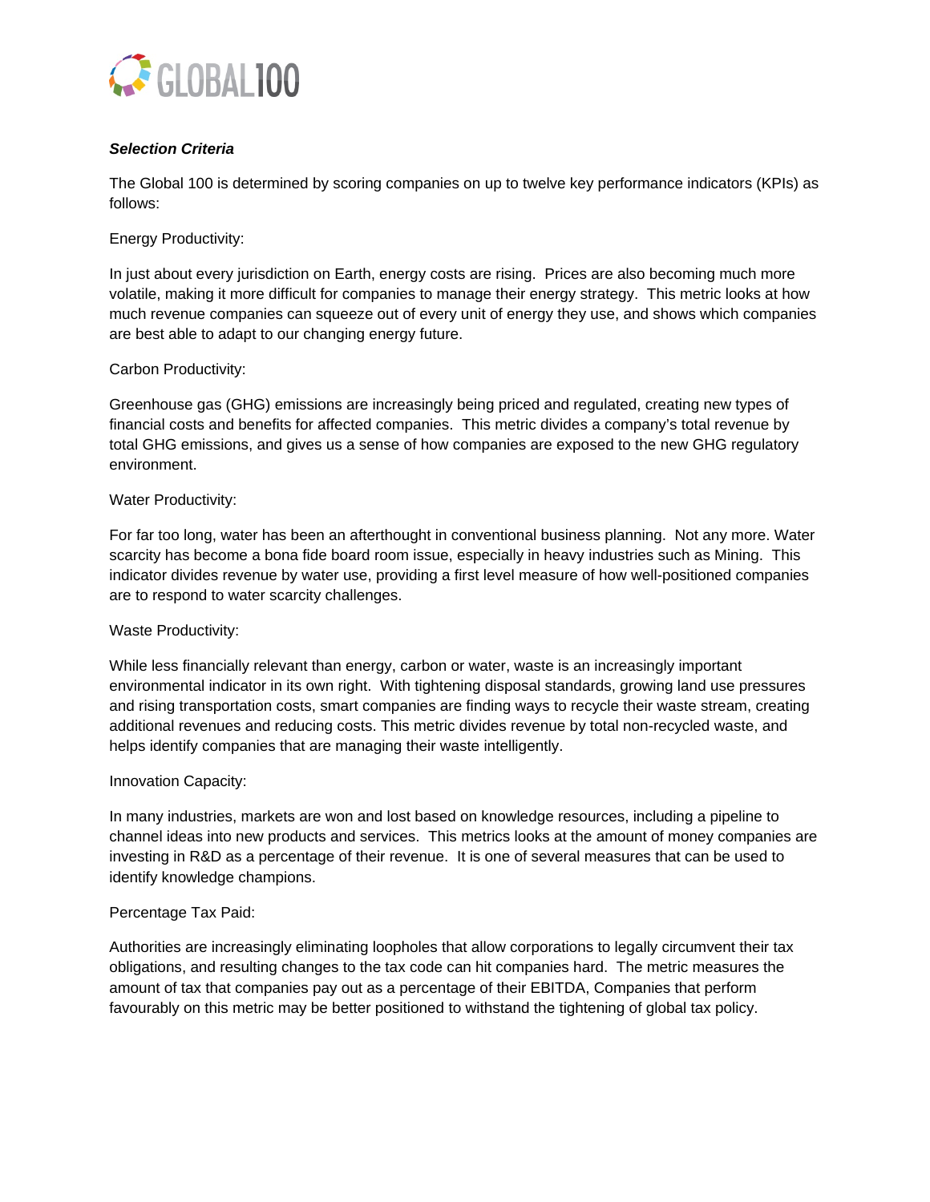***Selection Criteria***

The Global 100 is determined by scoring companies on up to twelve key performance indicators (KPIs) as follows:

Energy Productivity:

In just about every jurisdiction on Earth, energy costs are rising.  Prices are also becoming much more volatile, making it more difficult for companies to manage their energy strategy.  This metric looks at how much revenue companies can squeeze out of every unit of energy they use, and shows which companies are best able to adapt to our changing energy future.

Carbon Productivity:

Greenhouse gas (GHG) emissions are increasingly being priced and regulated, creating new types of financial costs and benefits for affected companies.  This metric divides a company's total revenue by total GHG emissions, and gives us a sense of how companies are exposed to the new GHG regulatory environment.

Water Productivity:

For far too long, water has been an afterthought in conventional business planning.  Not any more. Water scarcity has become a bona fide board room issue, especially in heavy industries such as Mining.  This indicator divides revenue by water use, providing a first level measure of how well-positioned companies are to respond to water scarcity challenges.

Waste Productivity:

While less financially relevant than energy, carbon or water, waste is an increasingly important environmental indicator in its own right.  With tightening disposal standards, growing land use pressures and rising transportation costs, smart companies are finding ways to recycle their waste stream, creating additional revenues and reducing costs. This metric divides revenue by total non-recycled waste, and helps identify companies that are managing their waste intelligently.

Innovation Capacity:

In many industries, markets are won and lost based on knowledge resources, including a pipeline to channel ideas into new products and services.  This metrics looks at the amount of money companies are investing in R&D as a percentage of their revenue.  It is one of several measures that can be used to identify knowledge champions.

Percentage Tax Paid:

Authorities are increasingly eliminating loopholes that allow corporations to legally circumvent their tax obligations, and resulting changes to the tax code can hit companies hard.  The metric measures the amount of tax that companies pay out as a percentage of their EBITDA, Companies that perform favourably on this metric may be better positioned to withstand the tightening of global tax policy.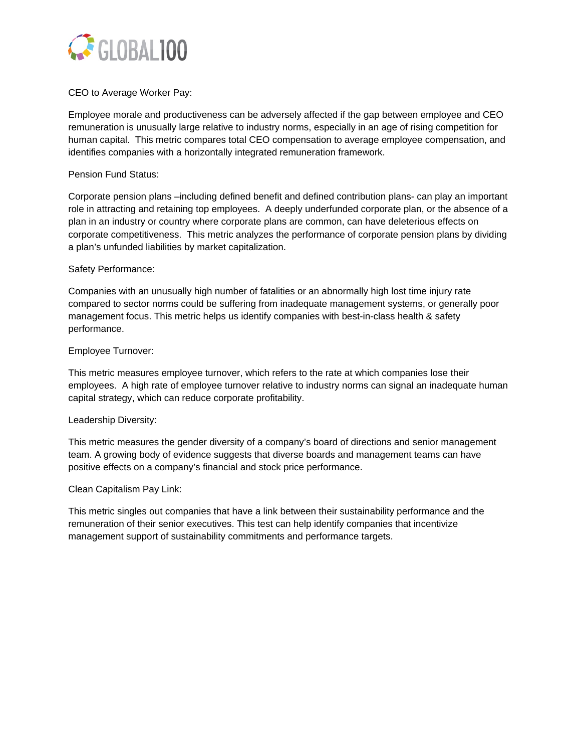CEO to Average Worker Pay:

Employee morale and productiveness can be adversely affected if the gap between employee and CEO remuneration is unusually large relative to industry norms, especially in an age of rising competition for human capital.  This metric compares total CEO compensation to average employee compensation, and identifies companies with a horizontally integrated remuneration framework.

Pension Fund Status:

Corporate pension plans –including defined benefit and defined contribution plans- can play an important role in attracting and retaining top employees.  A deeply underfunded corporate plan, or the absence of a plan in an industry or country where corporate plans are common, can have deleterious effects on corporate competitiveness.  This metric analyzes the performance of corporate pension plans by dividing a plan's unfunded liabilities by market capitalization.

Safety Performance:

Companies with an unusually high number of fatalities or an abnormally high lost time injury rate compared to sector norms could be suffering from inadequate management systems, or generally poor management focus. This metric helps us identify companies with best-in-class health & safety performance.

Employee Turnover:

This metric measures employee turnover, which refers to the rate at which companies lose their employees.  A high rate of employee turnover relative to industry norms can signal an inadequate human capital strategy, which can reduce corporate profitability.

Leadership Diversity:

This metric measures the gender diversity of a company's board of directions and senior management team. A growing body of evidence suggests that diverse boards and management teams can have positive effects on a company's financial and stock price performance.

Clean Capitalism Pay Link:

This metric singles out companies that have a link between their sustainability performance and the remuneration of their senior executives. This test can help identify companies that incentivize management support of sustainability commitments and performance targets.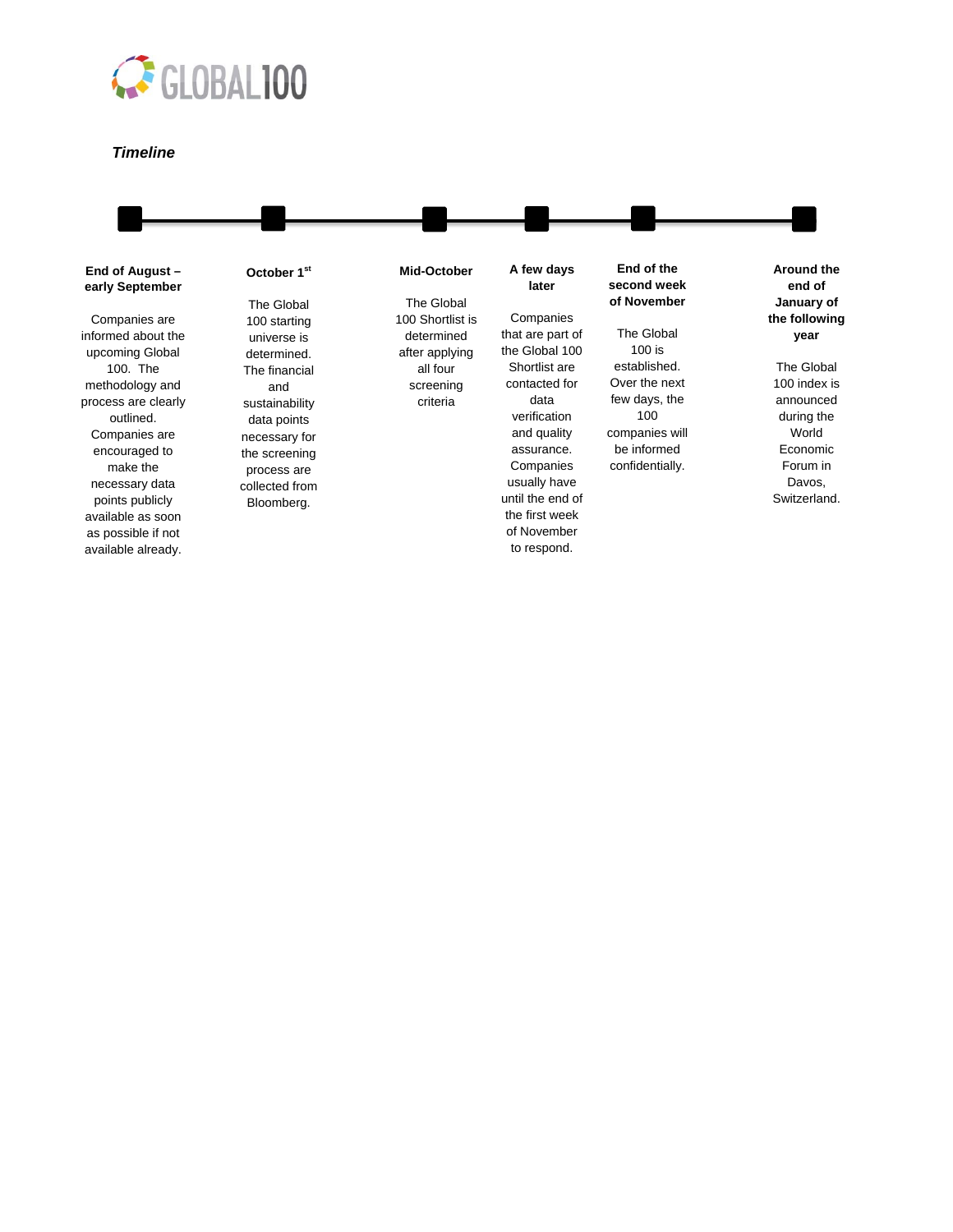GLOBAL100

*Timeline*

**End of August – early September**

Companies are informed about the upcoming Global 100. The methodology and process are clearly outlined. Companies are encouraged to make the necessary data points publicly available as soon as possible if not available already.

**October 1st**

The Global 100 starting universe is determined. The financial and sustainability data points necessary for the screening process are collected from Bloomberg.

**Mid-October**

The Global 100 Shortlist is determined after applying all four screening criteria

**A few days later**

Companies that are part of the Global 100 Shortlist are contacted for data verification and quality assurance. Companies usually have until the end of the first week of November to respond.

**End of the second week of November**

The Global 100 is established. Over the next few days, the 100 companies will be informed confidentially.

**Around the end of January of the following year**

The Global 100 index is announced during the World Economic Forum in Davos, Switzerland.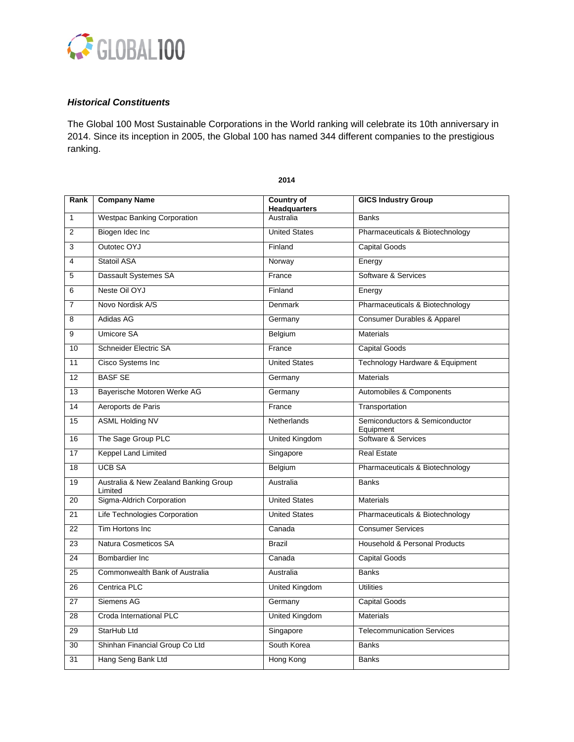### *Historical Constituents*

The Global 100 Most Sustainable Corporations in the World ranking will celebrate its 10th anniversary in 2014. Since its inception in 2005, the Global 100 has named 344 different companies to the prestigious ranking.

**2014**

| Rank | Company Name | Country of Headquarters | GICS Industry Group |
|---|---|---|---|
| 1 | Westpac Banking Corporation | Australia | Banks |
| 2 | Biogen Idec Inc | United States | Pharmaceuticals & Biotechnology |
| 3 | Outotec OYJ | Finland | Capital Goods |
| 4 | Statoil ASA | Norway | Energy |
| 5 | Dassault Systemes SA | France | Software & Services |
| 6 | Neste Oil OYJ | Finland | Energy |
| 7 | Novo Nordisk A/S | Denmark | Pharmaceuticals & Biotechnology |
| 8 | Adidas AG | Germany | Consumer Durables & Apparel |
| 9 | Umicore SA | Belgium | Materials |
| 10 | Schneider Electric SA | France | Capital Goods |
| 11 | Cisco Systems Inc | United States | Technology Hardware & Equipment |
| 12 | BASF SE | Germany | Materials |
| 13 | Bayerische Motoren Werke AG | Germany | Automobiles & Components |
| 14 | Aeroports de Paris | France | Transportation |
| 15 | ASML Holding NV | Netherlands | Semiconductors & Semiconductor Equipment |
| 16 | The Sage Group PLC | United Kingdom | Software & Services |
| 17 | Keppel Land Limited | Singapore | Real Estate |
| 18 | UCB SA | Belgium | Pharmaceuticals & Biotechnology |
| 19 | Australia & New Zealand Banking Group Limited | Australia | Banks |
| 20 | Sigma-Aldrich Corporation | United States | Materials |
| 21 | Life Technologies Corporation | United States | Pharmaceuticals & Biotechnology |
| 22 | Tim Hortons Inc | Canada | Consumer Services |
| 23 | Natura Cosmeticos SA | Brazil | Household & Personal Products |
| 24 | Bombardier Inc | Canada | Capital Goods |
| 25 | Commonwealth Bank of Australia | Australia | Banks |
| 26 | Centrica PLC | United Kingdom | Utilities |
| 27 | Siemens AG | Germany | Capital Goods |
| 28 | Croda International PLC | United Kingdom | Materials |
| 29 | StarHub Ltd | Singapore | Telecommunication Services |
| 30 | Shinhan Financial Group Co Ltd | South Korea | Banks |
| 31 | Hang Seng Bank Ltd | Hong Kong | Banks |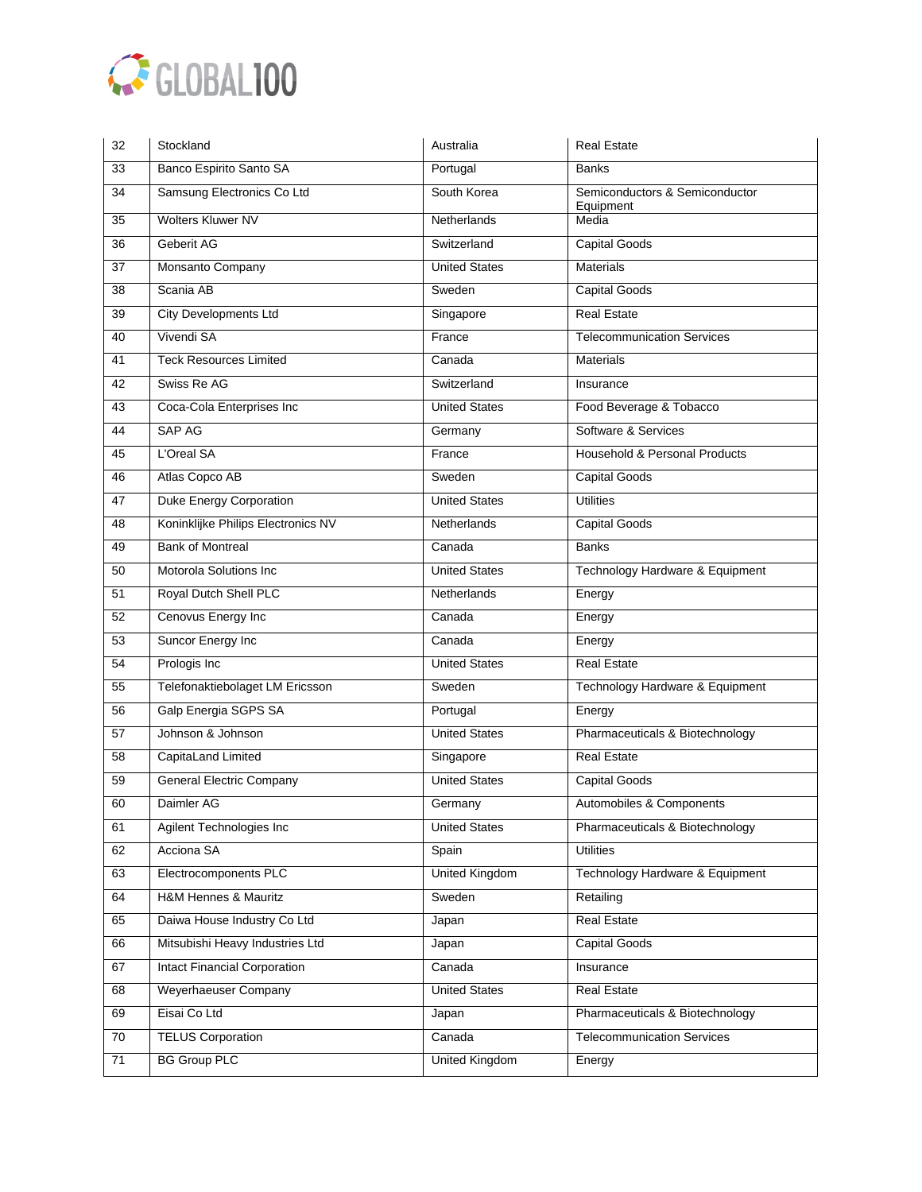| 32 | Stockland | Australia | Real Estate |
|---|---|---|---|
| 33 | Banco Espirito Santo SA | Portugal | Banks |
| 34 | Samsung Electronics Co Ltd | South Korea | Semiconductors & Semiconductor Equipment |
| 35 | Wolters Kluwer NV | Netherlands | Media |
| 36 | Geberit AG | Switzerland | Capital Goods |
| 37 | Monsanto Company | United States | Materials |
| 38 | Scania AB | Sweden | Capital Goods |
| 39 | City Developments Ltd | Singapore | Real Estate |
| 40 | Vivendi SA | France | Telecommunication Services |
| 41 | Teck Resources Limited | Canada | Materials |
| 42 | Swiss Re AG | Switzerland | Insurance |
| 43 | Coca-Cola Enterprises Inc | United States | Food Beverage & Tobacco |
| 44 | SAP AG | Germany | Software & Services |
| 45 | L'Oreal SA | France | Household & Personal Products |
| 46 | Atlas Copco AB | Sweden | Capital Goods |
| 47 | Duke Energy Corporation | United States | Utilities |
| 48 | Koninklijke Philips Electronics NV | Netherlands | Capital Goods |
| 49 | Bank of Montreal | Canada | Banks |
| 50 | Motorola Solutions Inc | United States | Technology Hardware & Equipment |
| 51 | Royal Dutch Shell PLC | Netherlands | Energy |
| 52 | Cenovus Energy Inc | Canada | Energy |
| 53 | Suncor Energy Inc | Canada | Energy |
| 54 | Prologis Inc | United States | Real Estate |
| 55 | Telefonaktiebolaget LM Ericsson | Sweden | Technology Hardware & Equipment |
| 56 | Galp Energia SGPS SA | Portugal | Energy |
| 57 | Johnson & Johnson | United States | Pharmaceuticals & Biotechnology |
| 58 | CapitaLand Limited | Singapore | Real Estate |
| 59 | General Electric Company | United States | Capital Goods |
| 60 | Daimler AG | Germany | Automobiles & Components |
| 61 | Agilent Technologies Inc | United States | Pharmaceuticals & Biotechnology |
| 62 | Acciona SA | Spain | Utilities |
| 63 | Electrocomponents PLC | United Kingdom | Technology Hardware & Equipment |
| 64 | H&M Hennes & Mauritz | Sweden | Retailing |
| 65 | Daiwa House Industry Co Ltd | Japan | Real Estate |
| 66 | Mitsubishi Heavy Industries Ltd | Japan | Capital Goods |
| 67 | Intact Financial Corporation | Canada | Insurance |
| 68 | Weyerhaeuser Company | United States | Real Estate |
| 69 | Eisai Co Ltd | Japan | Pharmaceuticals & Biotechnology |
| 70 | TELUS Corporation | Canada | Telecommunication Services |
| 71 | BG Group PLC | United Kingdom | Energy |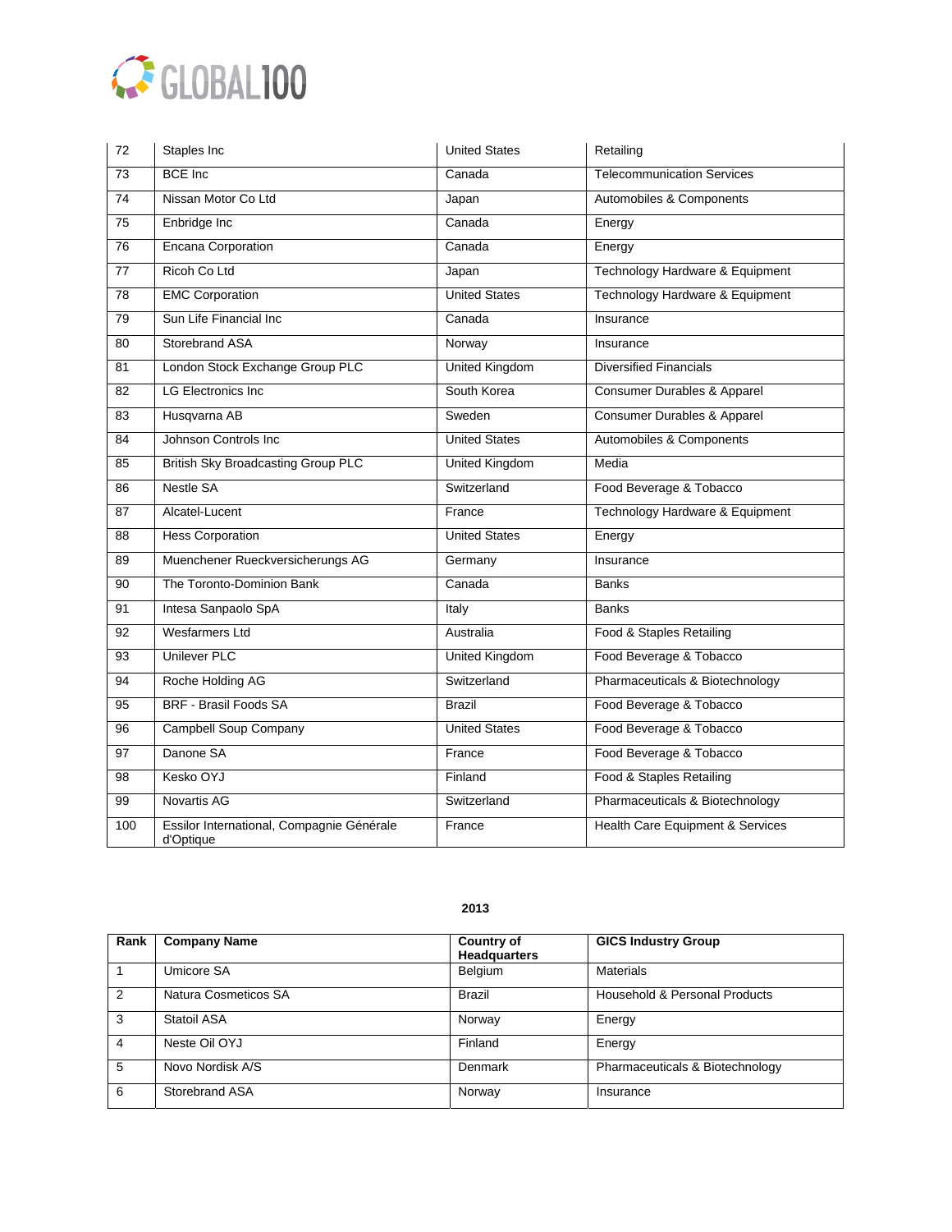| | | | |
|---|---|---|---|
| 72 | Staples Inc | United States | Retailing |
| 73 | BCE Inc | Canada | Telecommunication Services |
| 74 | Nissan Motor Co Ltd | Japan | Automobiles & Components |
| 75 | Enbridge Inc | Canada | Energy |
| 76 | Encana Corporation | Canada | Energy |
| 77 | Ricoh Co Ltd | Japan | Technology Hardware & Equipment |
| 78 | EMC Corporation | United States | Technology Hardware & Equipment |
| 79 | Sun Life Financial Inc | Canada | Insurance |
| 80 | Storebrand ASA | Norway | Insurance |
| 81 | London Stock Exchange Group PLC | United Kingdom | Diversified Financials |
| 82 | LG Electronics Inc | South Korea | Consumer Durables & Apparel |
| 83 | Husqvarna AB | Sweden | Consumer Durables & Apparel |
| 84 | Johnson Controls Inc | United States | Automobiles & Components |
| 85 | British Sky Broadcasting Group PLC | United Kingdom | Media |
| 86 | Nestle SA | Switzerland | Food Beverage & Tobacco |
| 87 | Alcatel-Lucent | France | Technology Hardware & Equipment |
| 88 | Hess Corporation | United States | Energy |
| 89 | Muenchener Rueckversicherungs AG | Germany | Insurance |
| 90 | The Toronto-Dominion Bank | Canada | Banks |
| 91 | Intesa Sanpaolo SpA | Italy | Banks |
| 92 | Wesfarmers Ltd | Australia | Food & Staples Retailing |
| 93 | Unilever PLC | United Kingdom | Food Beverage & Tobacco |
| 94 | Roche Holding AG | Switzerland | Pharmaceuticals & Biotechnology |
| 95 | BRF - Brasil Foods SA | Brazil | Food Beverage & Tobacco |
| 96 | Campbell Soup Company | United States | Food Beverage & Tobacco |
| 97 | Danone SA | France | Food Beverage & Tobacco |
| 98 | Kesko OYJ | Finland | Food & Staples Retailing |
| 99 | Novartis AG | Switzerland | Pharmaceuticals & Biotechnology |
| 100 | Essilor International, Compagnie Générale d'Optique | France | Health Care Equipment & Services |

**2013**

| Rank | Company Name | Country of Headquarters | GICS Industry Group |
|---|---|---|---|
| 1 | Umicore SA | Belgium | Materials |
| 2 | Natura Cosmeticos SA | Brazil | Household & Personal Products |
| 3 | Statoil ASA | Norway | Energy |
| 4 | Neste Oil OYJ | Finland | Energy |
| 5 | Novo Nordisk A/S | Denmark | Pharmaceuticals & Biotechnology |
| 6 | Storebrand ASA | Norway | Insurance |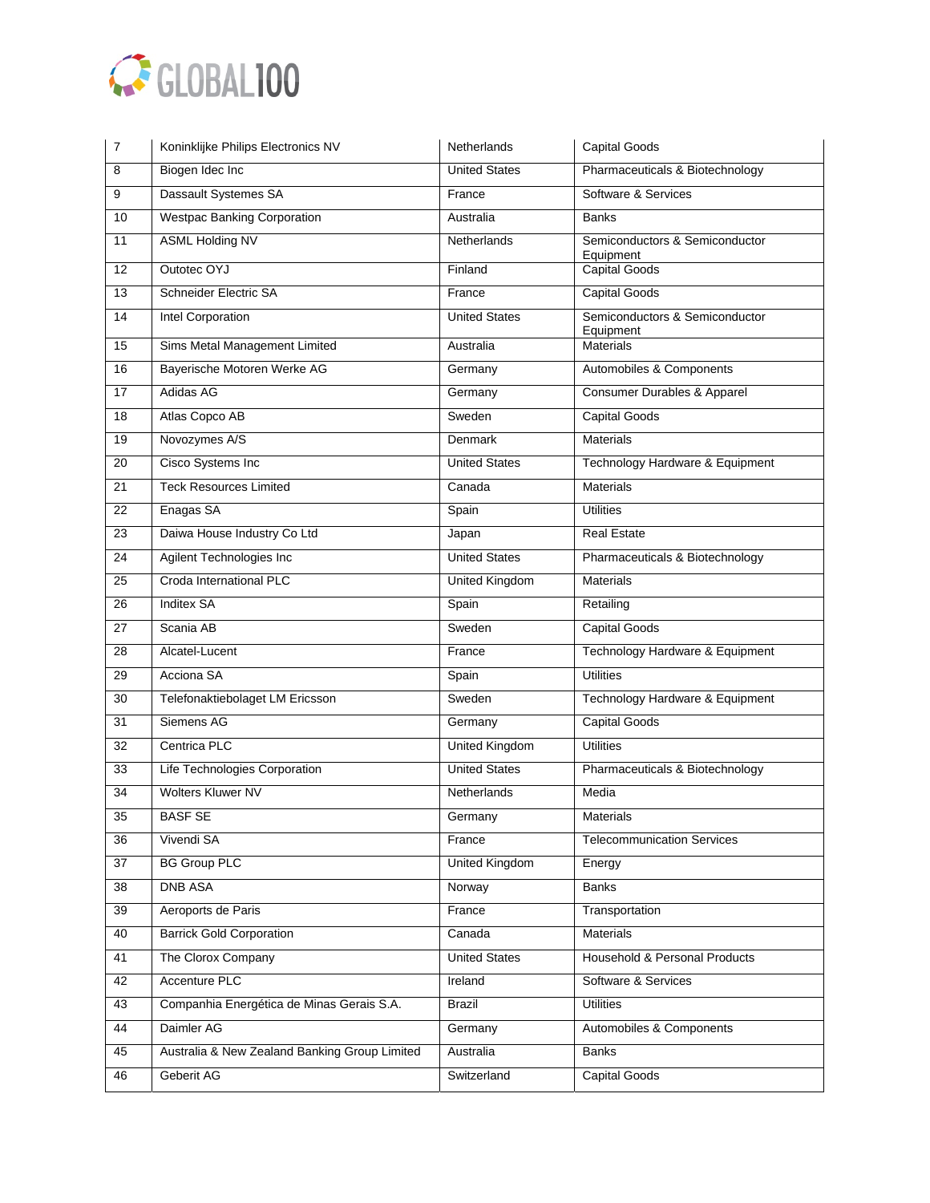| 7 | Koninklijke Philips Electronics NV | Netherlands | Capital Goods |
|---|---|---|---|
| 8 | Biogen Idec Inc | United States | Pharmaceuticals & Biotechnology |
| 9 | Dassault Systemes SA | France | Software & Services |
| 10 | Westpac Banking Corporation | Australia | Banks |
| 11 | ASML Holding NV | Netherlands | Semiconductors & Semiconductor Equipment |
| 12 | Outotec OYJ | Finland | Capital Goods |
| 13 | Schneider Electric SA | France | Capital Goods |
| 14 | Intel Corporation | United States | Semiconductors & Semiconductor Equipment |
| 15 | Sims Metal Management Limited | Australia | Materials |
| 16 | Bayerische Motoren Werke AG | Germany | Automobiles & Components |
| 17 | Adidas AG | Germany | Consumer Durables & Apparel |
| 18 | Atlas Copco AB | Sweden | Capital Goods |
| 19 | Novozymes A/S | Denmark | Materials |
| 20 | Cisco Systems Inc | United States | Technology Hardware & Equipment |
| 21 | Teck Resources Limited | Canada | Materials |
| 22 | Enagas SA | Spain | Utilities |
| 23 | Daiwa House Industry Co Ltd | Japan | Real Estate |
| 24 | Agilent Technologies Inc | United States | Pharmaceuticals & Biotechnology |
| 25 | Croda International PLC | United Kingdom | Materials |
| 26 | Inditex SA | Spain | Retailing |
| 27 | Scania AB | Sweden | Capital Goods |
| 28 | Alcatel-Lucent | France | Technology Hardware & Equipment |
| 29 | Acciona SA | Spain | Utilities |
| 30 | Telefonaktiebolaget LM Ericsson | Sweden | Technology Hardware & Equipment |
| 31 | Siemens AG | Germany | Capital Goods |
| 32 | Centrica PLC | United Kingdom | Utilities |
| 33 | Life Technologies Corporation | United States | Pharmaceuticals & Biotechnology |
| 34 | Wolters Kluwer NV | Netherlands | Media |
| 35 | BASF SE | Germany | Materials |
| 36 | Vivendi SA | France | Telecommunication Services |
| 37 | BG Group PLC | United Kingdom | Energy |
| 38 | DNB ASA | Norway | Banks |
| 39 | Aeroports de Paris | France | Transportation |
| 40 | Barrick Gold Corporation | Canada | Materials |
| 41 | The Clorox Company | United States | Household & Personal Products |
| 42 | Accenture PLC | Ireland | Software & Services |
| 43 | Companhia Energética de Minas Gerais S.A. | Brazil | Utilities |
| 44 | Daimler AG | Germany | Automobiles & Components |
| 45 | Australia & New Zealand Banking Group Limited | Australia | Banks |
| 46 | Geberit AG | Switzerland | Capital Goods |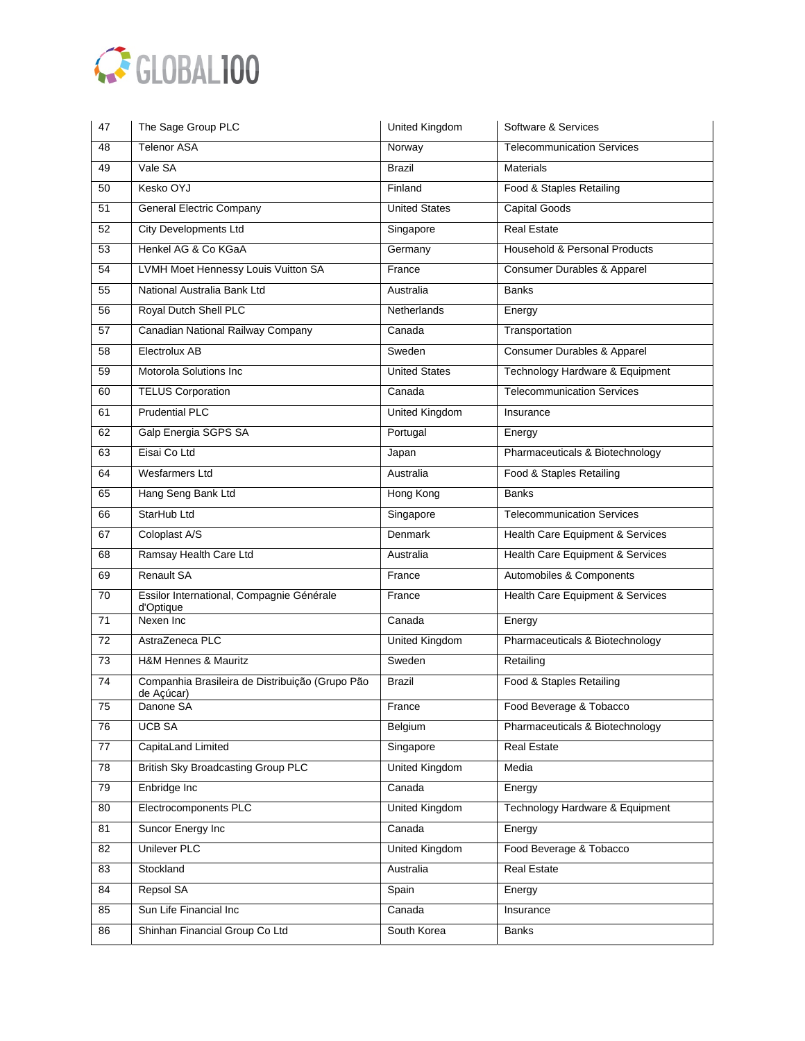| 47 | The Sage Group PLC | United Kingdom | Software & Services |
|---|---|---|---|
| 48 | Telenor ASA | Norway | Telecommunication Services |
| 49 | Vale SA | Brazil | Materials |
| 50 | Kesko OYJ | Finland | Food & Staples Retailing |
| 51 | General Electric Company | United States | Capital Goods |
| 52 | City Developments Ltd | Singapore | Real Estate |
| 53 | Henkel AG & Co KGaA | Germany | Household & Personal Products |
| 54 | LVMH Moet Hennessy Louis Vuitton SA | France | Consumer Durables & Apparel |
| 55 | National Australia Bank Ltd | Australia | Banks |
| 56 | Royal Dutch Shell PLC | Netherlands | Energy |
| 57 | Canadian National Railway Company | Canada | Transportation |
| 58 | Electrolux AB | Sweden | Consumer Durables & Apparel |
| 59 | Motorola Solutions Inc | United States | Technology Hardware & Equipment |
| 60 | TELUS Corporation | Canada | Telecommunication Services |
| 61 | Prudential PLC | United Kingdom | Insurance |
| 62 | Galp Energia SGPS SA | Portugal | Energy |
| 63 | Eisai Co Ltd | Japan | Pharmaceuticals & Biotechnology |
| 64 | Wesfarmers Ltd | Australia | Food & Staples Retailing |
| 65 | Hang Seng Bank Ltd | Hong Kong | Banks |
| 66 | StarHub Ltd | Singapore | Telecommunication Services |
| 67 | Coloplast A/S | Denmark | Health Care Equipment & Services |
| 68 | Ramsay Health Care Ltd | Australia | Health Care Equipment & Services |
| 69 | Renault SA | France | Automobiles & Components |
| 70 | Essilor International, Compagnie Générale d'Optique | France | Health Care Equipment & Services |
| 71 | Nexen Inc | Canada | Energy |
| 72 | AstraZeneca PLC | United Kingdom | Pharmaceuticals & Biotechnology |
| 73 | H&M Hennes & Mauritz | Sweden | Retailing |
| 74 | Companhia Brasileira de Distribuição (Grupo Pão de Açúcar) | Brazil | Food & Staples Retailing |
| 75 | Danone SA | France | Food Beverage & Tobacco |
| 76 | UCB SA | Belgium | Pharmaceuticals & Biotechnology |
| 77 | CapitaLand Limited | Singapore | Real Estate |
| 78 | British Sky Broadcasting Group PLC | United Kingdom | Media |
| 79 | Enbridge Inc | Canada | Energy |
| 80 | Electrocomponents PLC | United Kingdom | Technology Hardware & Equipment |
| 81 | Suncor Energy Inc | Canada | Energy |
| 82 | Unilever PLC | United Kingdom | Food Beverage & Tobacco |
| 83 | Stockland | Australia | Real Estate |
| 84 | Repsol SA | Spain | Energy |
| 85 | Sun Life Financial Inc | Canada | Insurance |
| 86 | Shinhan Financial Group Co Ltd | South Korea | Banks |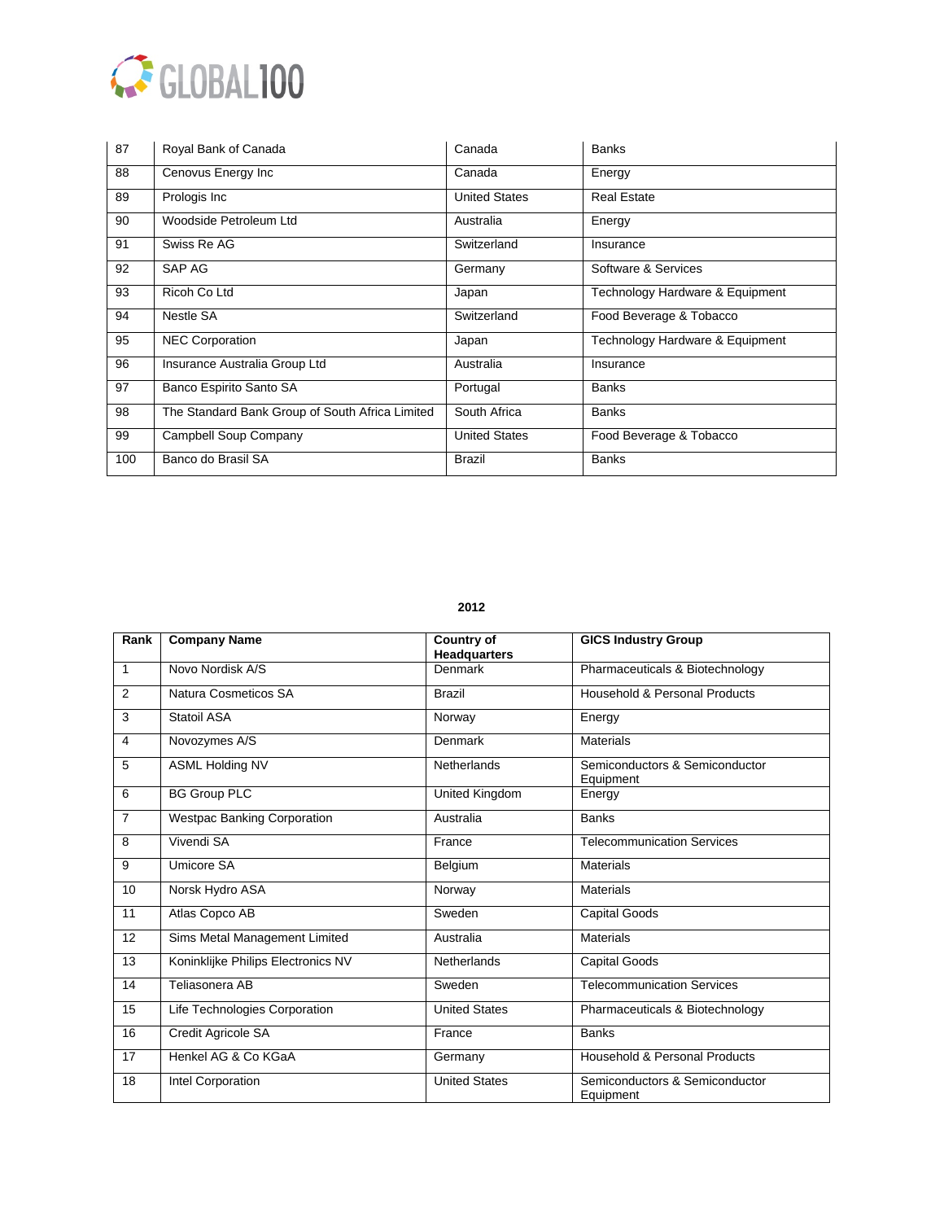| | | | |
|---|---|---|---|
| 87 | Royal Bank of Canada | Canada | Banks |
| 88 | Cenovus Energy Inc | Canada | Energy |
| 89 | Prologis Inc | United States | Real Estate |
| 90 | Woodside Petroleum Ltd | Australia | Energy |
| 91 | Swiss Re AG | Switzerland | Insurance |
| 92 | SAP AG | Germany | Software & Services |
| 93 | Ricoh Co Ltd | Japan | Technology Hardware & Equipment |
| 94 | Nestle SA | Switzerland | Food Beverage & Tobacco |
| 95 | NEC Corporation | Japan | Technology Hardware & Equipment |
| 96 | Insurance Australia Group Ltd | Australia | Insurance |
| 97 | Banco Espirito Santo SA | Portugal | Banks |
| 98 | The Standard Bank Group of South Africa Limited | South Africa | Banks |
| 99 | Campbell Soup Company | United States | Food Beverage & Tobacco |
| 100 | Banco do Brasil SA | Brazil | Banks |

**2012**

| Rank | Company Name | Country of Headquarters | GICS Industry Group |
|---|---|---|---|
| 1 | Novo Nordisk A/S | Denmark | Pharmaceuticals & Biotechnology |
| 2 | Natura Cosmeticos SA | Brazil | Household & Personal Products |
| 3 | Statoil ASA | Norway | Energy |
| 4 | Novozymes A/S | Denmark | Materials |
| 5 | ASML Holding NV | Netherlands | Semiconductors & Semiconductor Equipment |
| 6 | BG Group PLC | United Kingdom | Energy |
| 7 | Westpac Banking Corporation | Australia | Banks |
| 8 | Vivendi SA | France | Telecommunication Services |
| 9 | Umicore SA | Belgium | Materials |
| 10 | Norsk Hydro ASA | Norway | Materials |
| 11 | Atlas Copco AB | Sweden | Capital Goods |
| 12 | Sims Metal Management Limited | Australia | Materials |
| 13 | Koninklijke Philips Electronics NV | Netherlands | Capital Goods |
| 14 | Teliasonera AB | Sweden | Telecommunication Services |
| 15 | Life Technologies Corporation | United States | Pharmaceuticals & Biotechnology |
| 16 | Credit Agricole SA | France | Banks |
| 17 | Henkel AG & Co KGaA | Germany | Household & Personal Products |
| 18 | Intel Corporation | United States | Semiconductors & Semiconductor Equipment |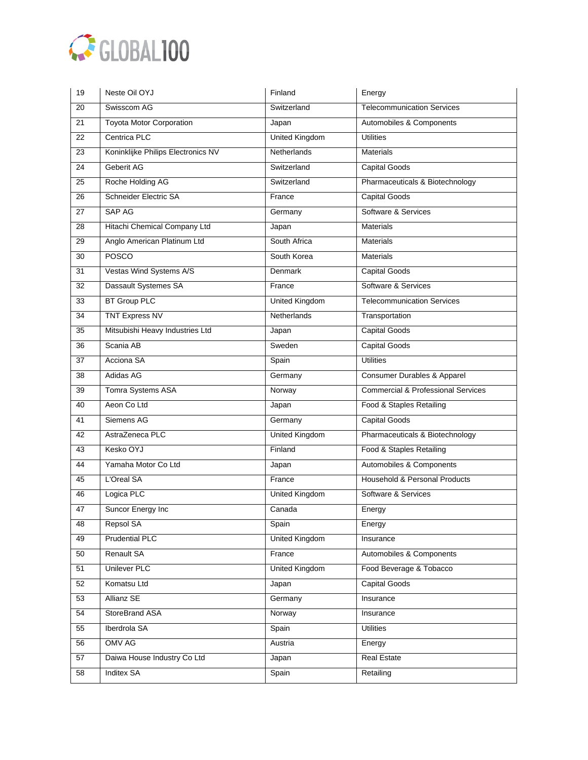| 19 | Neste Oil OYJ | Finland | Energy |
|---|---|---|---|
| 20 | Swisscom AG | Switzerland | Telecommunication Services |
| 21 | Toyota Motor Corporation | Japan | Automobiles & Components |
| 22 | Centrica PLC | United Kingdom | Utilities |
| 23 | Koninklijke Philips Electronics NV | Netherlands | Materials |
| 24 | Geberit AG | Switzerland | Capital Goods |
| 25 | Roche Holding AG | Switzerland | Pharmaceuticals & Biotechnology |
| 26 | Schneider Electric SA | France | Capital Goods |
| 27 | SAP AG | Germany | Software & Services |
| 28 | Hitachi Chemical Company Ltd | Japan | Materials |
| 29 | Anglo American Platinum Ltd | South Africa | Materials |
| 30 | POSCO | South Korea | Materials |
| 31 | Vestas Wind Systems A/S | Denmark | Capital Goods |
| 32 | Dassault Systemes SA | France | Software & Services |
| 33 | BT Group PLC | United Kingdom | Telecommunication Services |
| 34 | TNT Express NV | Netherlands | Transportation |
| 35 | Mitsubishi Heavy Industries Ltd | Japan | Capital Goods |
| 36 | Scania AB | Sweden | Capital Goods |
| 37 | Acciona SA | Spain | Utilities |
| 38 | Adidas AG | Germany | Consumer Durables & Apparel |
| 39 | Tomra Systems ASA | Norway | Commercial & Professional Services |
| 40 | Aeon Co Ltd | Japan | Food & Staples Retailing |
| 41 | Siemens AG | Germany | Capital Goods |
| 42 | AstraZeneca PLC | United Kingdom | Pharmaceuticals & Biotechnology |
| 43 | Kesko OYJ | Finland | Food & Staples Retailing |
| 44 | Yamaha Motor Co Ltd | Japan | Automobiles & Components |
| 45 | L'Oreal SA | France | Household & Personal Products |
| 46 | Logica PLC | United Kingdom | Software & Services |
| 47 | Suncor Energy Inc | Canada | Energy |
| 48 | Repsol SA | Spain | Energy |
| 49 | Prudential PLC | United Kingdom | Insurance |
| 50 | Renault SA | France | Automobiles & Components |
| 51 | Unilever PLC | United Kingdom | Food Beverage & Tobacco |
| 52 | Komatsu Ltd | Japan | Capital Goods |
| 53 | Allianz SE | Germany | Insurance |
| 54 | StoreBrand ASA | Norway | Insurance |
| 55 | Iberdrola SA | Spain | Utilities |
| 56 | OMV AG | Austria | Energy |
| 57 | Daiwa House Industry Co Ltd | Japan | Real Estate |
| 58 | Inditex SA | Spain | Retailing |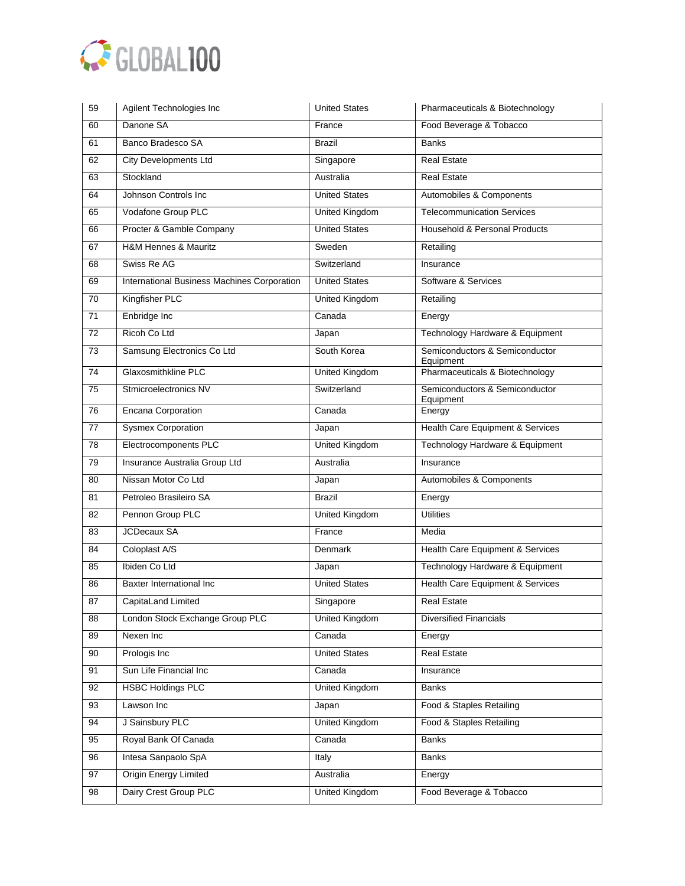| 59 | Agilent Technologies Inc | United States | Pharmaceuticals & Biotechnology |
|---|---|---|---|
| 60 | Danone SA | France | Food Beverage & Tobacco |
| 61 | Banco Bradesco SA | Brazil | Banks |
| 62 | City Developments Ltd | Singapore | Real Estate |
| 63 | Stockland | Australia | Real Estate |
| 64 | Johnson Controls Inc | United States | Automobiles & Components |
| 65 | Vodafone Group PLC | United Kingdom | Telecommunication Services |
| 66 | Procter & Gamble Company | United States | Household & Personal Products |
| 67 | H&M Hennes & Mauritz | Sweden | Retailing |
| 68 | Swiss Re AG | Switzerland | Insurance |
| 69 | International Business Machines Corporation | United States | Software & Services |
| 70 | Kingfisher PLC | United Kingdom | Retailing |
| 71 | Enbridge Inc | Canada | Energy |
| 72 | Ricoh Co Ltd | Japan | Technology Hardware & Equipment |
| 73 | Samsung Electronics Co Ltd | South Korea | Semiconductors & Semiconductor Equipment |
| 74 | Glaxosmithkline PLC | United Kingdom | Pharmaceuticals & Biotechnology |
| 75 | Stmicroelectronics NV | Switzerland | Semiconductors & Semiconductor Equipment |
| 76 | Encana Corporation | Canada | Energy |
| 77 | Sysmex Corporation | Japan | Health Care Equipment & Services |
| 78 | Electrocomponents PLC | United Kingdom | Technology Hardware & Equipment |
| 79 | Insurance Australia Group Ltd | Australia | Insurance |
| 80 | Nissan Motor Co Ltd | Japan | Automobiles & Components |
| 81 | Petroleo Brasileiro SA | Brazil | Energy |
| 82 | Pennon Group PLC | United Kingdom | Utilities |
| 83 | JCDecaux SA | France | Media |
| 84 | Coloplast A/S | Denmark | Health Care Equipment & Services |
| 85 | Ibiden Co Ltd | Japan | Technology Hardware & Equipment |
| 86 | Baxter International Inc | United States | Health Care Equipment & Services |
| 87 | CapitaLand Limited | Singapore | Real Estate |
| 88 | London Stock Exchange Group PLC | United Kingdom | Diversified Financials |
| 89 | Nexen Inc | Canada | Energy |
| 90 | Prologis Inc | United States | Real Estate |
| 91 | Sun Life Financial Inc | Canada | Insurance |
| 92 | HSBC Holdings PLC | United Kingdom | Banks |
| 93 | Lawson Inc | Japan | Food & Staples Retailing |
| 94 | J Sainsbury PLC | United Kingdom | Food & Staples Retailing |
| 95 | Royal Bank Of Canada | Canada | Banks |
| 96 | Intesa Sanpaolo SpA | Italy | Banks |
| 97 | Origin Energy Limited | Australia | Energy |
| 98 | Dairy Crest Group PLC | United Kingdom | Food Beverage & Tobacco |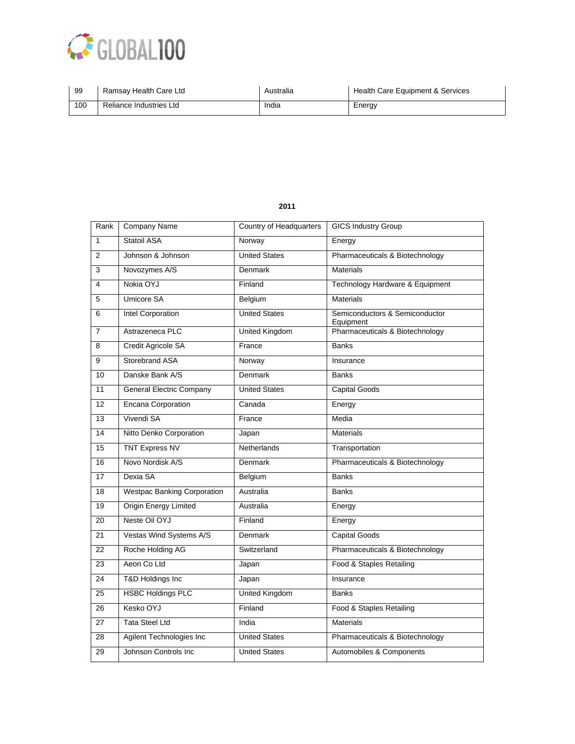| 99 | Ramsay Health Care Ltd | Australia | Health Care Equipment & Services |
|---|---|---|---|
| 100 | Reliance Industries Ltd | India | Energy |

**2011**

| Rank | Company Name | Country of Headquarters | GICS Industry Group |
|---|---|---|---|
| 1 | Statoil ASA | Norway | Energy |
| 2 | Johnson & Johnson | United States | Pharmaceuticals & Biotechnology |
| 3 | Novozymes A/S | Denmark | Materials |
| 4 | Nokia OYJ | Finland | Technology Hardware & Equipment |
| 5 | Umicore SA | Belgium | Materials |
| 6 | Intel Corporation | United States | Semiconductors & Semiconductor Equipment |
| 7 | Astrazeneca PLC | United Kingdom | Pharmaceuticals & Biotechnology |
| 8 | Credit Agricole SA | France | Banks |
| 9 | Storebrand ASA | Norway | Insurance |
| 10 | Danske Bank A/S | Denmark | Banks |
| 11 | General Electric Company | United States | Capital Goods |
| 12 | Encana Corporation | Canada | Energy |
| 13 | Vivendi SA | France | Media |
| 14 | Nitto Denko Corporation | Japan | Materials |
| 15 | TNT Express NV | Netherlands | Transportation |
| 16 | Novo Nordisk A/S | Denmark | Pharmaceuticals & Biotechnology |
| 17 | Dexia SA | Belgium | Banks |
| 18 | Westpac Banking Corporation | Australia | Banks |
| 19 | Origin Energy Limited | Australia | Energy |
| 20 | Neste Oil OYJ | Finland | Energy |
| 21 | Vestas Wind Systems A/S | Denmark | Capital Goods |
| 22 | Roche Holding AG | Switzerland | Pharmaceuticals & Biotechnology |
| 23 | Aeon Co Ltd | Japan | Food & Staples Retailing |
| 24 | T&D Holdings Inc | Japan | Insurance |
| 25 | HSBC Holdings PLC | United Kingdom | Banks |
| 26 | Kesko OYJ | Finland | Food & Staples Retailing |
| 27 | Tata Steel Ltd | India | Materials |
| 28 | Agilent Technologies Inc | United States | Pharmaceuticals & Biotechnology |
| 29 | Johnson Controls Inc | United States | Automobiles & Components |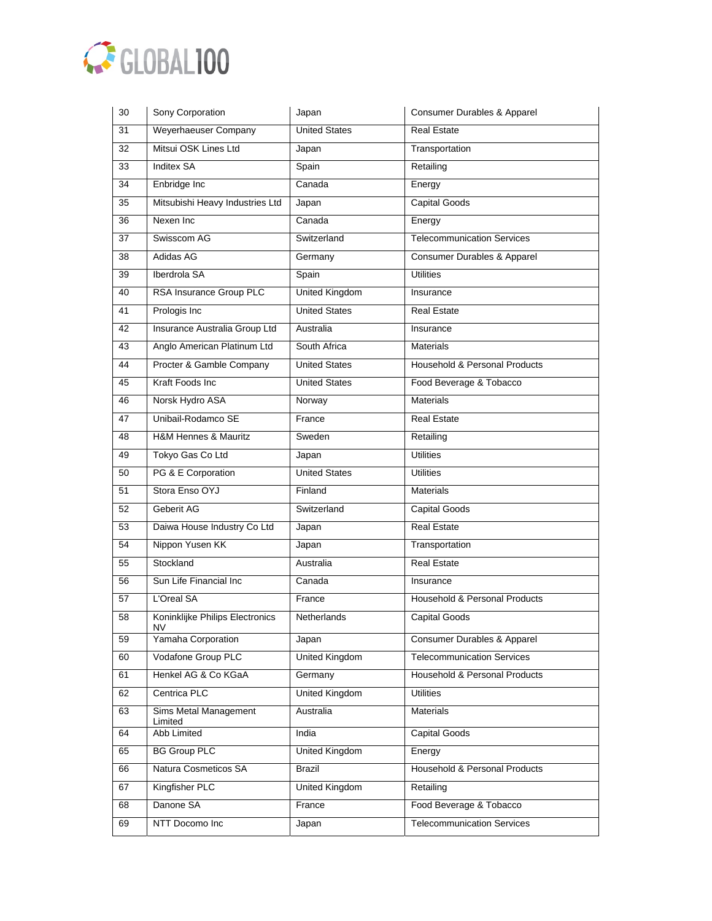| 30 | Sony Corporation | Japan | Consumer Durables & Apparel |
|---|---|---|---|
| 31 | Weyerhaeuser Company | United States | Real Estate |
| 32 | Mitsui OSK Lines Ltd | Japan | Transportation |
| 33 | Inditex SA | Spain | Retailing |
| 34 | Enbridge Inc | Canada | Energy |
| 35 | Mitsubishi Heavy Industries Ltd | Japan | Capital Goods |
| 36 | Nexen Inc | Canada | Energy |
| 37 | Swisscom AG | Switzerland | Telecommunication Services |
| 38 | Adidas AG | Germany | Consumer Durables & Apparel |
| 39 | Iberdrola SA | Spain | Utilities |
| 40 | RSA Insurance Group PLC | United Kingdom | Insurance |
| 41 | Prologis Inc | United States | Real Estate |
| 42 | Insurance Australia Group Ltd | Australia | Insurance |
| 43 | Anglo American Platinum Ltd | South Africa | Materials |
| 44 | Procter & Gamble Company | United States | Household & Personal Products |
| 45 | Kraft Foods Inc | United States | Food Beverage & Tobacco |
| 46 | Norsk Hydro ASA | Norway | Materials |
| 47 | Unibail-Rodamco SE | France | Real Estate |
| 48 | H&M Hennes & Mauritz | Sweden | Retailing |
| 49 | Tokyo Gas Co Ltd | Japan | Utilities |
| 50 | PG & E Corporation | United States | Utilities |
| 51 | Stora Enso OYJ | Finland | Materials |
| 52 | Geberit AG | Switzerland | Capital Goods |
| 53 | Daiwa House Industry Co Ltd | Japan | Real Estate |
| 54 | Nippon Yusen KK | Japan | Transportation |
| 55 | Stockland | Australia | Real Estate |
| 56 | Sun Life Financial Inc | Canada | Insurance |
| 57 | L'Oreal SA | France | Household & Personal Products |
| 58 | Koninklijke Philips Electronics NV | Netherlands | Capital Goods |
| 59 | Yamaha Corporation | Japan | Consumer Durables & Apparel |
| 60 | Vodafone Group PLC | United Kingdom | Telecommunication Services |
| 61 | Henkel AG & Co KGaA | Germany | Household & Personal Products |
| 62 | Centrica PLC | United Kingdom | Utilities |
| 63 | Sims Metal Management Limited | Australia | Materials |
| 64 | Abb Limited | India | Capital Goods |
| 65 | BG Group PLC | United Kingdom | Energy |
| 66 | Natura Cosmeticos SA | Brazil | Household & Personal Products |
| 67 | Kingfisher PLC | United Kingdom | Retailing |
| 68 | Danone SA | France | Food Beverage & Tobacco |
| 69 | NTT Docomo Inc | Japan | Telecommunication Services |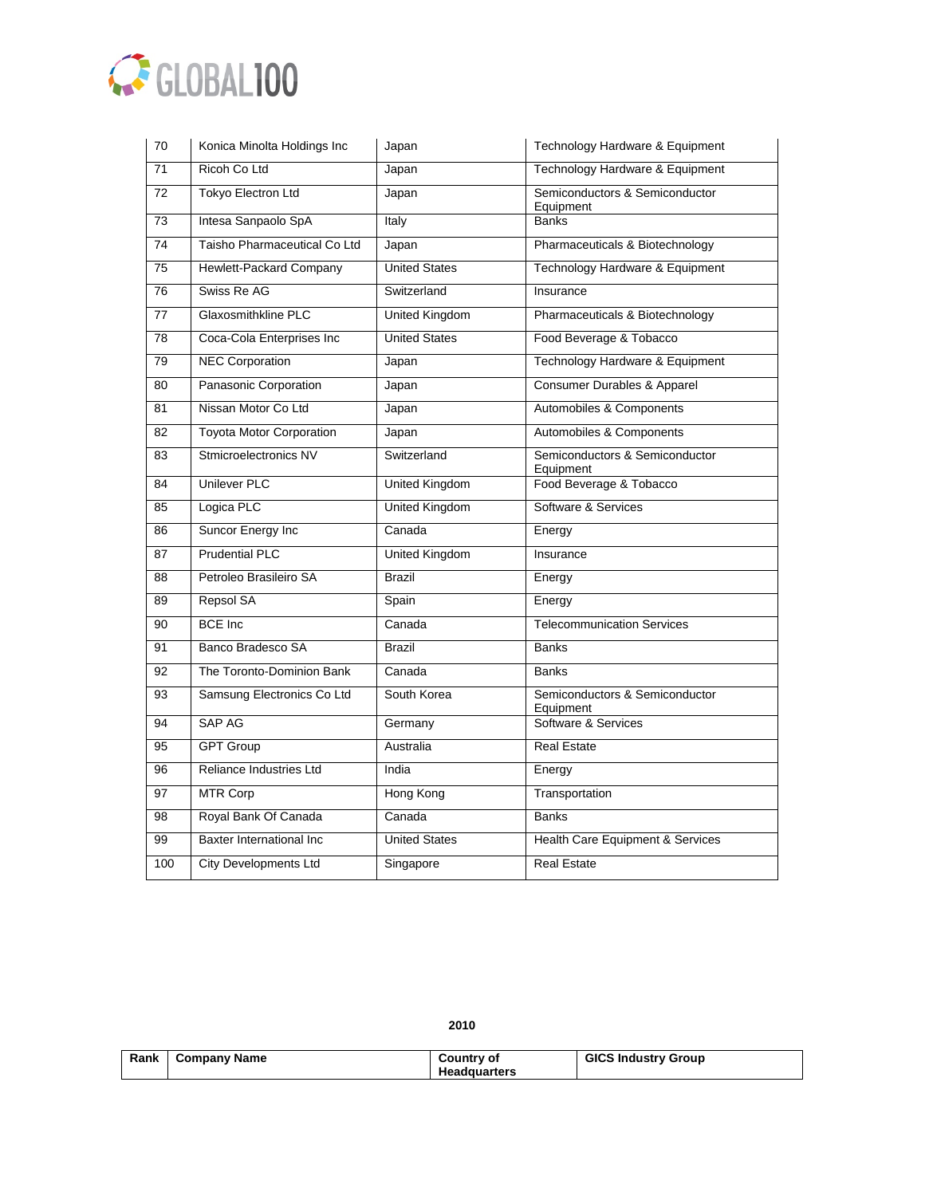| 70 | Konica Minolta Holdings Inc | Japan | Technology Hardware & Equipment |
|---|---|---|---|
| 71 | Ricoh Co Ltd | Japan | Technology Hardware & Equipment |
| 72 | Tokyo Electron Ltd | Japan | Semiconductors & Semiconductor Equipment |
| 73 | Intesa Sanpaolo SpA | Italy | Banks |
| 74 | Taisho Pharmaceutical Co Ltd | Japan | Pharmaceuticals & Biotechnology |
| 75 | Hewlett-Packard Company | United States | Technology Hardware & Equipment |
| 76 | Swiss Re AG | Switzerland | Insurance |
| 77 | Glaxosmithkline PLC | United Kingdom | Pharmaceuticals & Biotechnology |
| 78 | Coca-Cola Enterprises Inc | United States | Food Beverage & Tobacco |
| 79 | NEC Corporation | Japan | Technology Hardware & Equipment |
| 80 | Panasonic Corporation | Japan | Consumer Durables & Apparel |
| 81 | Nissan Motor Co Ltd | Japan | Automobiles & Components |
| 82 | Toyota Motor Corporation | Japan | Automobiles & Components |
| 83 | Stmicroelectronics NV | Switzerland | Semiconductors & Semiconductor Equipment |
| 84 | Unilever PLC | United Kingdom | Food Beverage & Tobacco |
| 85 | Logica PLC | United Kingdom | Software & Services |
| 86 | Suncor Energy Inc | Canada | Energy |
| 87 | Prudential PLC | United Kingdom | Insurance |
| 88 | Petroleo Brasileiro SA | Brazil | Energy |
| 89 | Repsol SA | Spain | Energy |
| 90 | BCE Inc | Canada | Telecommunication Services |
| 91 | Banco Bradesco SA | Brazil | Banks |
| 92 | The Toronto-Dominion Bank | Canada | Banks |
| 93 | Samsung Electronics Co Ltd | South Korea | Semiconductors & Semiconductor Equipment |
| 94 | SAP AG | Germany | Software & Services |
| 95 | GPT Group | Australia | Real Estate |
| 96 | Reliance Industries Ltd | India | Energy |
| 97 | MTR Corp | Hong Kong | Transportation |
| 98 | Royal Bank Of Canada | Canada | Banks |
| 99 | Baxter International Inc | United States | Health Care Equipment & Services |
| 100 | City Developments Ltd | Singapore | Real Estate |

**2010**

| Rank | Company Name | Country of Headquarters | GICS Industry Group |
|---|---|---|---|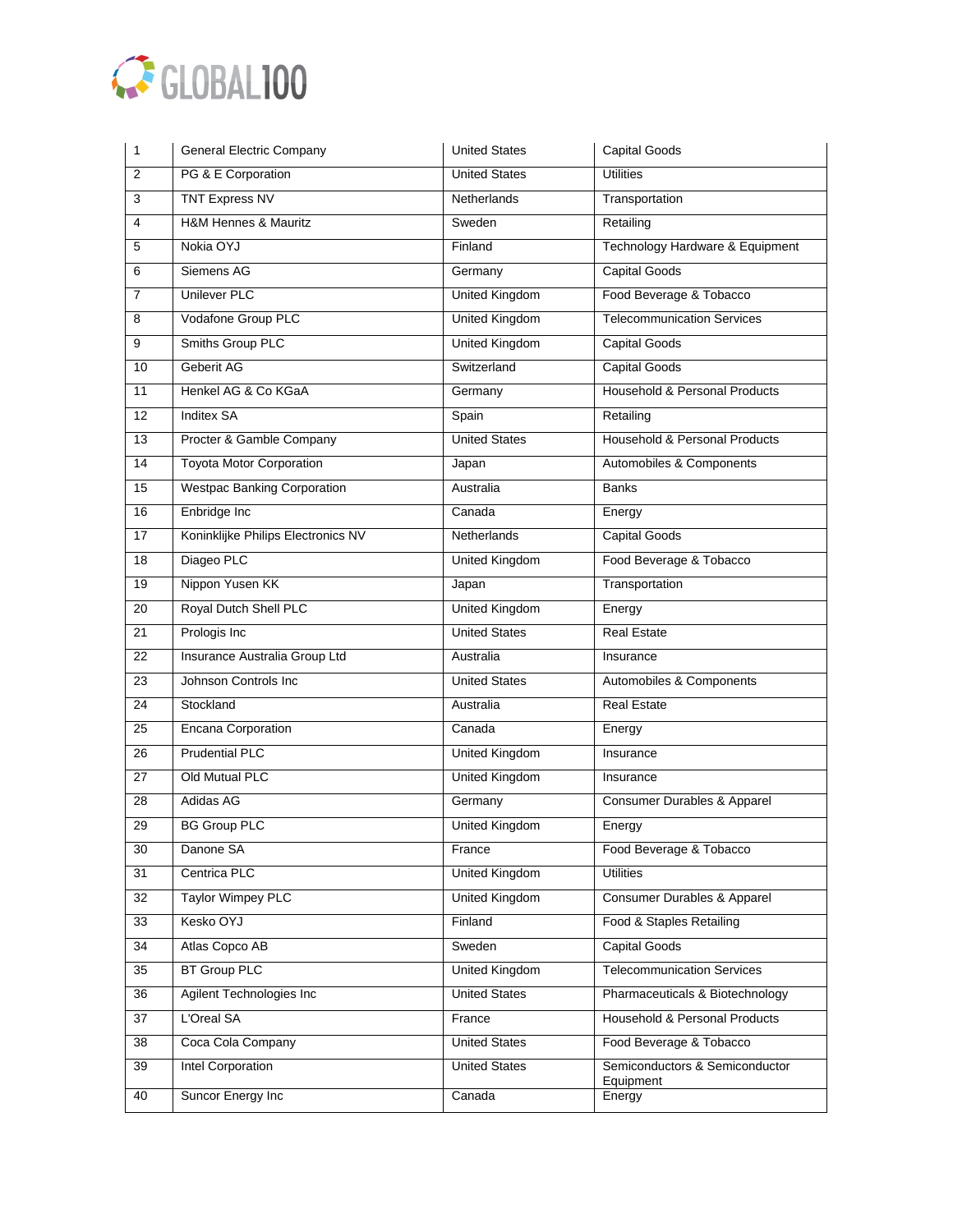| 1 | General Electric Company | United States | Capital Goods |
|---|---|---|---|
| 2 | PG & E Corporation | United States | Utilities |
| 3 | TNT Express NV | Netherlands | Transportation |
| 4 | H&M Hennes & Mauritz | Sweden | Retailing |
| 5 | Nokia OYJ | Finland | Technology Hardware & Equipment |
| 6 | Siemens AG | Germany | Capital Goods |
| 7 | Unilever PLC | United Kingdom | Food Beverage & Tobacco |
| 8 | Vodafone Group PLC | United Kingdom | Telecommunication Services |
| 9 | Smiths Group PLC | United Kingdom | Capital Goods |
| 10 | Geberit AG | Switzerland | Capital Goods |
| 11 | Henkel AG & Co KGaA | Germany | Household & Personal Products |
| 12 | Inditex SA | Spain | Retailing |
| 13 | Procter & Gamble Company | United States | Household & Personal Products |
| 14 | Toyota Motor Corporation | Japan | Automobiles & Components |
| 15 | Westpac Banking Corporation | Australia | Banks |
| 16 | Enbridge Inc | Canada | Energy |
| 17 | Koninklijke Philips Electronics NV | Netherlands | Capital Goods |
| 18 | Diageo PLC | United Kingdom | Food Beverage & Tobacco |
| 19 | Nippon Yusen KK | Japan | Transportation |
| 20 | Royal Dutch Shell PLC | United Kingdom | Energy |
| 21 | Prologis Inc | United States | Real Estate |
| 22 | Insurance Australia Group Ltd | Australia | Insurance |
| 23 | Johnson Controls Inc | United States | Automobiles & Components |
| 24 | Stockland | Australia | Real Estate |
| 25 | Encana Corporation | Canada | Energy |
| 26 | Prudential PLC | United Kingdom | Insurance |
| 27 | Old Mutual PLC | United Kingdom | Insurance |
| 28 | Adidas AG | Germany | Consumer Durables & Apparel |
| 29 | BG Group PLC | United Kingdom | Energy |
| 30 | Danone SA | France | Food Beverage & Tobacco |
| 31 | Centrica PLC | United Kingdom | Utilities |
| 32 | Taylor Wimpey PLC | United Kingdom | Consumer Durables & Apparel |
| 33 | Kesko OYJ | Finland | Food & Staples Retailing |
| 34 | Atlas Copco AB | Sweden | Capital Goods |
| 35 | BT Group PLC | United Kingdom | Telecommunication Services |
| 36 | Agilent Technologies Inc | United States | Pharmaceuticals & Biotechnology |
| 37 | L'Oreal SA | France | Household & Personal Products |
| 38 | Coca Cola Company | United States | Food Beverage & Tobacco |
| 39 | Intel Corporation | United States | Semiconductors & Semiconductor Equipment |
| 40 | Suncor Energy Inc | Canada | Energy |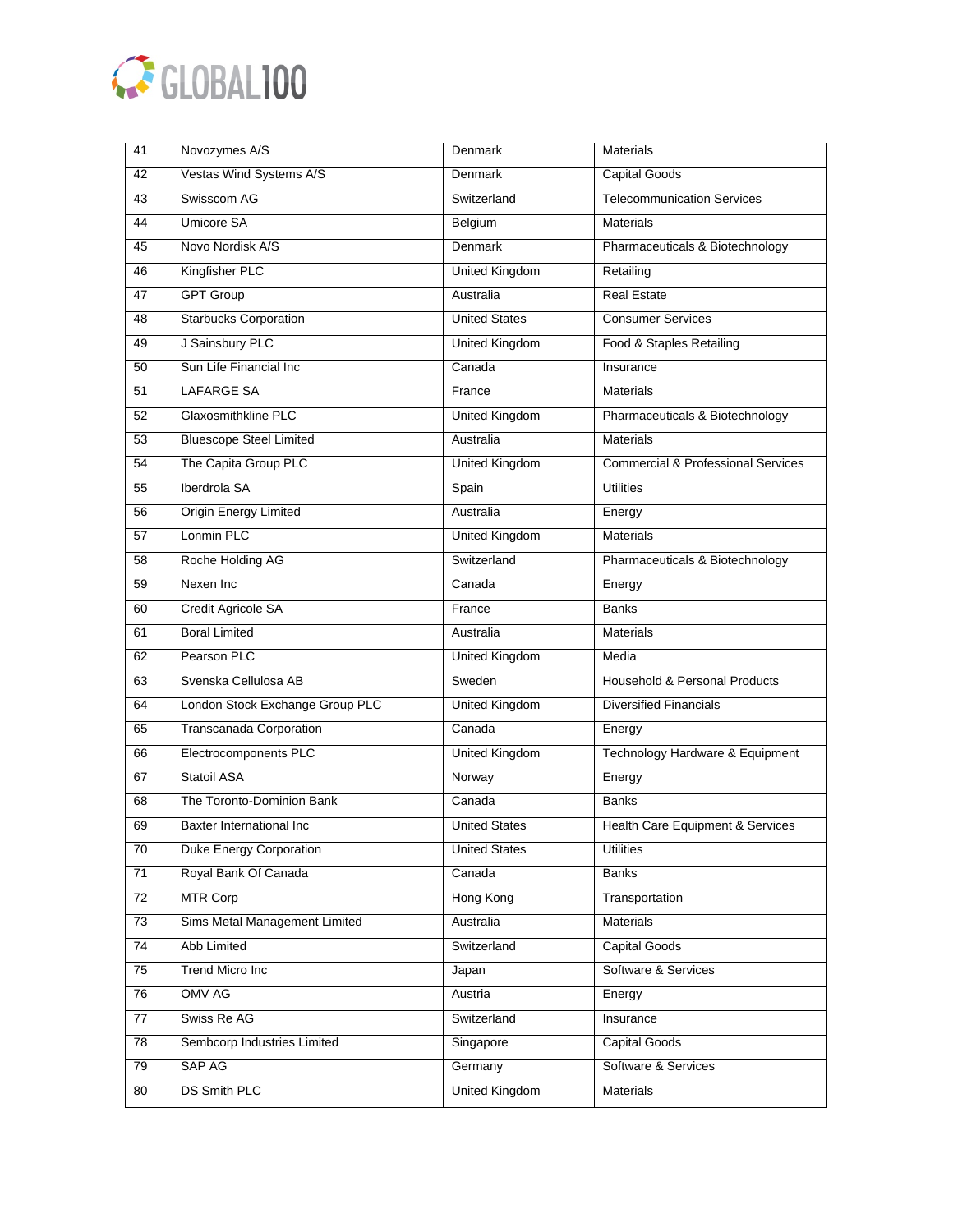| 41 | Novozymes A/S | Denmark | Materials |
|---|---|---|---|
| 42 | Vestas Wind Systems A/S | Denmark | Capital Goods |
| 43 | Swisscom AG | Switzerland | Telecommunication Services |
| 44 | Umicore SA | Belgium | Materials |
| 45 | Novo Nordisk A/S | Denmark | Pharmaceuticals & Biotechnology |
| 46 | Kingfisher PLC | United Kingdom | Retailing |
| 47 | GPT Group | Australia | Real Estate |
| 48 | Starbucks Corporation | United States | Consumer Services |
| 49 | J Sainsbury PLC | United Kingdom | Food & Staples Retailing |
| 50 | Sun Life Financial Inc | Canada | Insurance |
| 51 | LAFARGE SA | France | Materials |
| 52 | Glaxosmithkline PLC | United Kingdom | Pharmaceuticals & Biotechnology |
| 53 | Bluescope Steel Limited | Australia | Materials |
| 54 | The Capita Group PLC | United Kingdom | Commercial & Professional Services |
| 55 | Iberdrola SA | Spain | Utilities |
| 56 | Origin Energy Limited | Australia | Energy |
| 57 | Lonmin PLC | United Kingdom | Materials |
| 58 | Roche Holding AG | Switzerland | Pharmaceuticals & Biotechnology |
| 59 | Nexen Inc | Canada | Energy |
| 60 | Credit Agricole SA | France | Banks |
| 61 | Boral Limited | Australia | Materials |
| 62 | Pearson PLC | United Kingdom | Media |
| 63 | Svenska Cellulosa AB | Sweden | Household & Personal Products |
| 64 | London Stock Exchange Group PLC | United Kingdom | Diversified Financials |
| 65 | Transcanada Corporation | Canada | Energy |
| 66 | Electrocomponents PLC | United Kingdom | Technology Hardware & Equipment |
| 67 | Statoil ASA | Norway | Energy |
| 68 | The Toronto-Dominion Bank | Canada | Banks |
| 69 | Baxter International Inc | United States | Health Care Equipment & Services |
| 70 | Duke Energy Corporation | United States | Utilities |
| 71 | Royal Bank Of Canada | Canada | Banks |
| 72 | MTR Corp | Hong Kong | Transportation |
| 73 | Sims Metal Management Limited | Australia | Materials |
| 74 | Abb Limited | Switzerland | Capital Goods |
| 75 | Trend Micro Inc | Japan | Software & Services |
| 76 | OMV AG | Austria | Energy |
| 77 | Swiss Re AG | Switzerland | Insurance |
| 78 | Sembcorp Industries Limited | Singapore | Capital Goods |
| 79 | SAP AG | Germany | Software & Services |
| 80 | DS Smith PLC | United Kingdom | Materials |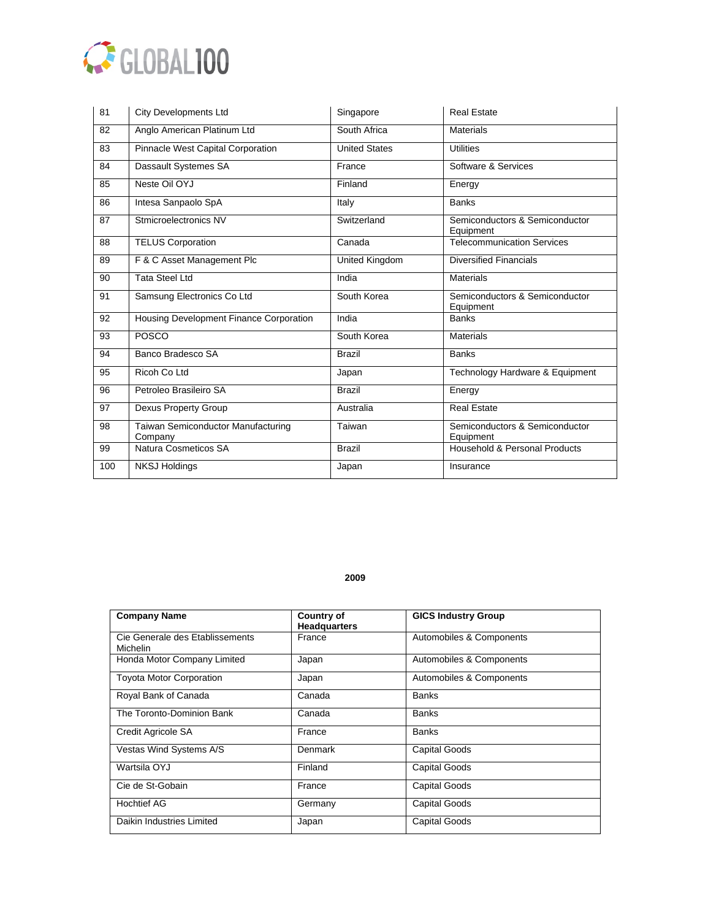| | | | |
|---|---|---|---|
| 81 | City Developments Ltd | Singapore | Real Estate |
| 82 | Anglo American Platinum Ltd | South Africa | Materials |
| 83 | Pinnacle West Capital Corporation | United States | Utilities |
| 84 | Dassault Systemes SA | France | Software & Services |
| 85 | Neste Oil OYJ | Finland | Energy |
| 86 | Intesa Sanpaolo SpA | Italy | Banks |
| 87 | Stmicroelectronics NV | Switzerland | Semiconductors & Semiconductor Equipment |
| 88 | TELUS Corporation | Canada | Telecommunication Services |
| 89 | F & C Asset Management Plc | United Kingdom | Diversified Financials |
| 90 | Tata Steel Ltd | India | Materials |
| 91 | Samsung Electronics Co Ltd | South Korea | Semiconductors & Semiconductor Equipment |
| 92 | Housing Development Finance Corporation | India | Banks |
| 93 | POSCO | South Korea | Materials |
| 94 | Banco Bradesco SA | Brazil | Banks |
| 95 | Ricoh Co Ltd | Japan | Technology Hardware & Equipment |
| 96 | Petroleo Brasileiro SA | Brazil | Energy |
| 97 | Dexus Property Group | Australia | Real Estate |
| 98 | Taiwan Semiconductor Manufacturing Company | Taiwan | Semiconductors & Semiconductor Equipment |
| 99 | Natura Cosmeticos SA | Brazil | Household & Personal Products |
| 100 | NKSJ Holdings | Japan | Insurance |

**2009**

| Company Name | Country of Headquarters | GICS Industry Group |
|---|---|---|
| Cie Generale des Etablissements Michelin | France | Automobiles & Components |
| Honda Motor Company Limited | Japan | Automobiles & Components |
| Toyota Motor Corporation | Japan | Automobiles & Components |
| Royal Bank of Canada | Canada | Banks |
| The Toronto-Dominion Bank | Canada | Banks |
| Credit Agricole SA | France | Banks |
| Vestas Wind Systems A/S | Denmark | Capital Goods |
| Wartsila OYJ | Finland | Capital Goods |
| Cie de St-Gobain | France | Capital Goods |
| Hochtief AG | Germany | Capital Goods |
| Daikin Industries Limited | Japan | Capital Goods |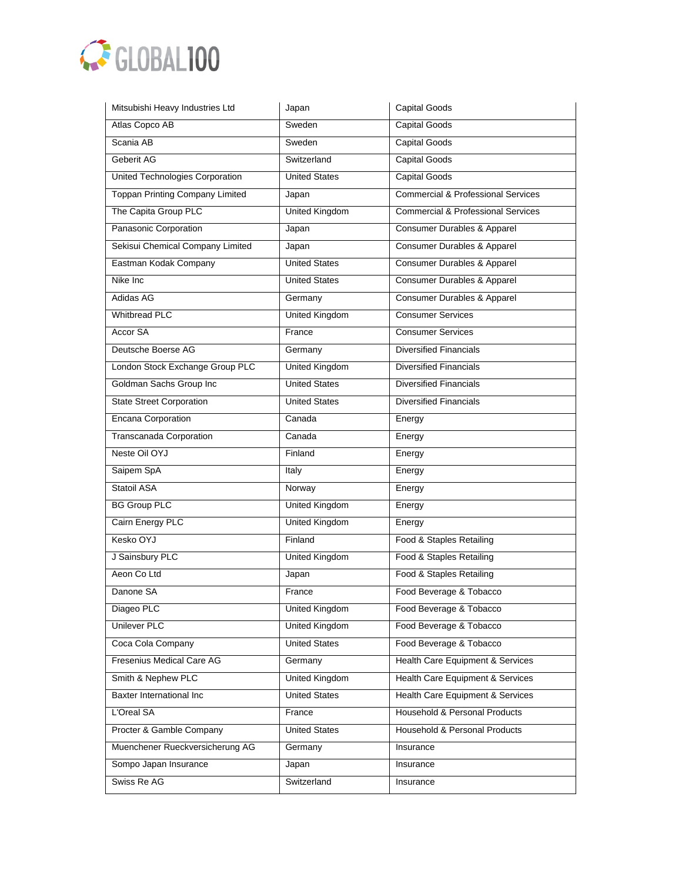| Mitsubishi Heavy Industries Ltd | Japan | Capital Goods |
|---|---|---|
| Atlas Copco AB | Sweden | Capital Goods |
| Scania AB | Sweden | Capital Goods |
| Geberit AG | Switzerland | Capital Goods |
| United Technologies Corporation | United States | Capital Goods |
| Toppan Printing Company Limited | Japan | Commercial & Professional Services |
| The Capita Group PLC | United Kingdom | Commercial & Professional Services |
| Panasonic Corporation | Japan | Consumer Durables & Apparel |
| Sekisui Chemical Company Limited | Japan | Consumer Durables & Apparel |
| Eastman Kodak Company | United States | Consumer Durables & Apparel |
| Nike Inc | United States | Consumer Durables & Apparel |
| Adidas AG | Germany | Consumer Durables & Apparel |
| Whitbread PLC | United Kingdom | Consumer Services |
| Accor SA | France | Consumer Services |
| Deutsche Boerse AG | Germany | Diversified Financials |
| London Stock Exchange Group PLC | United Kingdom | Diversified Financials |
| Goldman Sachs Group Inc | United States | Diversified Financials |
| State Street Corporation | United States | Diversified Financials |
| Encana Corporation | Canada | Energy |
| Transcanada Corporation | Canada | Energy |
| Neste Oil OYJ | Finland | Energy |
| Saipem SpA | Italy | Energy |
| Statoil ASA | Norway | Energy |
| BG Group PLC | United Kingdom | Energy |
| Cairn Energy PLC | United Kingdom | Energy |
| Kesko OYJ | Finland | Food & Staples Retailing |
| J Sainsbury PLC | United Kingdom | Food & Staples Retailing |
| Aeon Co Ltd | Japan | Food & Staples Retailing |
| Danone SA | France | Food Beverage & Tobacco |
| Diageo PLC | United Kingdom | Food Beverage & Tobacco |
| Unilever PLC | United Kingdom | Food Beverage & Tobacco |
| Coca Cola Company | United States | Food Beverage & Tobacco |
| Fresenius Medical Care AG | Germany | Health Care Equipment & Services |
| Smith & Nephew PLC | United Kingdom | Health Care Equipment & Services |
| Baxter International Inc | United States | Health Care Equipment & Services |
| L'Oreal SA | France | Household & Personal Products |
| Procter & Gamble Company | United States | Household & Personal Products |
| Muenchener Rueckversicherung AG | Germany | Insurance |
| Sompo Japan Insurance | Japan | Insurance |
| Swiss Re AG | Switzerland | Insurance |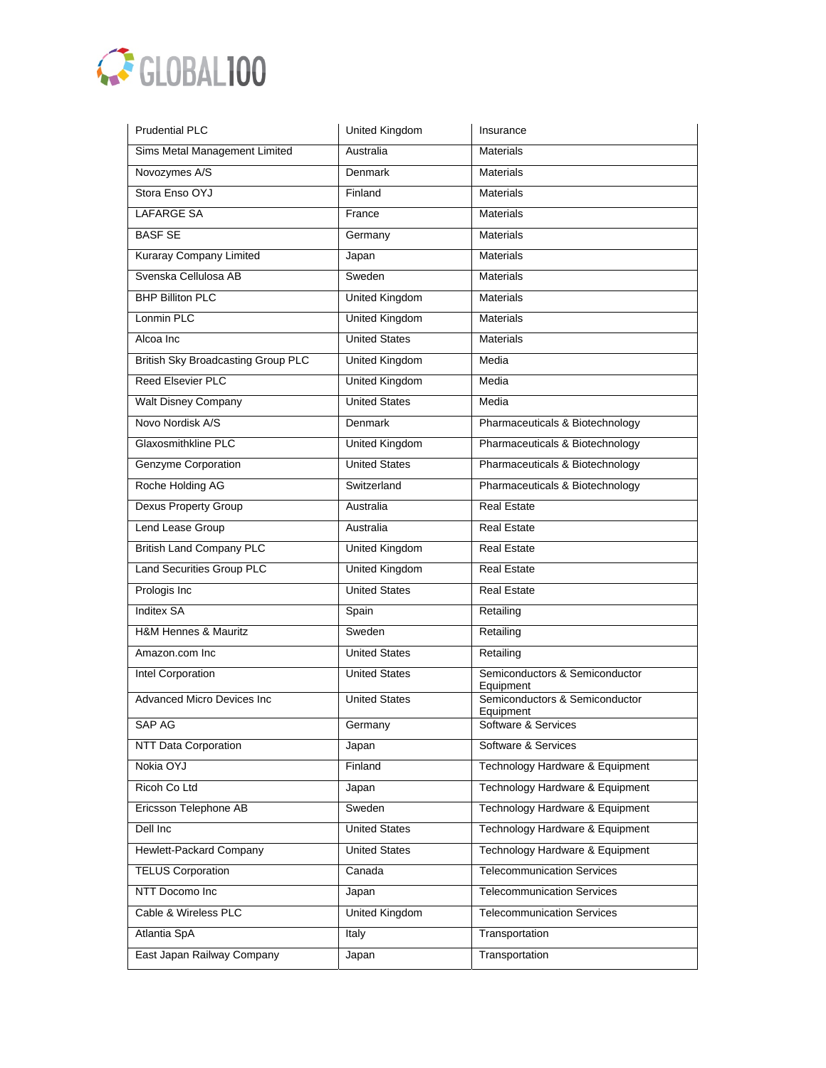| Prudential PLC | United Kingdom | Insurance |
| --- | --- | --- |
| Sims Metal Management Limited | Australia | Materials |
| Novozymes A/S | Denmark | Materials |
| Stora Enso OYJ | Finland | Materials |
| LAFARGE SA | France | Materials |
| BASF SE | Germany | Materials |
| Kuraray Company Limited | Japan | Materials |
| Svenska Cellulosa AB | Sweden | Materials |
| BHP Billiton PLC | United Kingdom | Materials |
| Lonmin PLC | United Kingdom | Materials |
| Alcoa Inc | United States | Materials |
| British Sky Broadcasting Group PLC | United Kingdom | Media |
| Reed Elsevier PLC | United Kingdom | Media |
| Walt Disney Company | United States | Media |
| Novo Nordisk A/S | Denmark | Pharmaceuticals & Biotechnology |
| Glaxosmithkline PLC | United Kingdom | Pharmaceuticals & Biotechnology |
| Genzyme Corporation | United States | Pharmaceuticals & Biotechnology |
| Roche Holding AG | Switzerland | Pharmaceuticals & Biotechnology |
| Dexus Property Group | Australia | Real Estate |
| Lend Lease Group | Australia | Real Estate |
| British Land Company PLC | United Kingdom | Real Estate |
| Land Securities Group PLC | United Kingdom | Real Estate |
| Prologis Inc | United States | Real Estate |
| Inditex SA | Spain | Retailing |
| H&M Hennes & Mauritz | Sweden | Retailing |
| Amazon.com Inc | United States | Retailing |
| Intel Corporation | United States | Semiconductors & Semiconductor Equipment |
| Advanced Micro Devices Inc | United States | Semiconductors & Semiconductor Equipment |
| SAP AG | Germany | Software & Services |
| NTT Data Corporation | Japan | Software & Services |
| Nokia OYJ | Finland | Technology Hardware & Equipment |
| Ricoh Co Ltd | Japan | Technology Hardware & Equipment |
| Ericsson Telephone AB | Sweden | Technology Hardware & Equipment |
| Dell Inc | United States | Technology Hardware & Equipment |
| Hewlett-Packard Company | United States | Technology Hardware & Equipment |
| TELUS Corporation | Canada | Telecommunication Services |
| NTT Docomo Inc | Japan | Telecommunication Services |
| Cable & Wireless PLC | United Kingdom | Telecommunication Services |
| Atlantia SpA | Italy | Transportation |
| East Japan Railway Company | Japan | Transportation |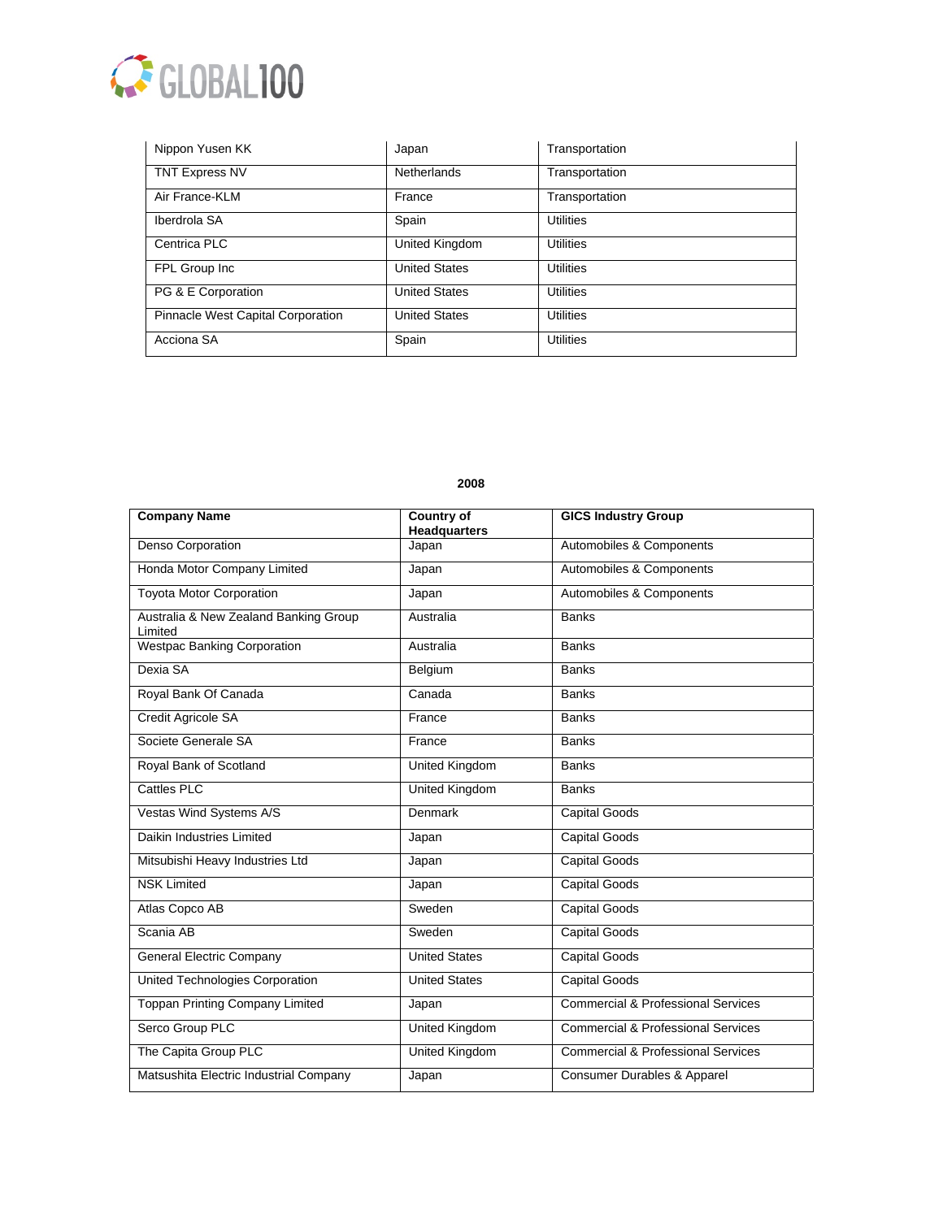| | | |
|---|---|---|
| Nippon Yusen KK | Japan | Transportation |
| TNT Express NV | Netherlands | Transportation |
| Air France-KLM | France | Transportation |
| Iberdrola SA | Spain | Utilities |
| Centrica PLC | United Kingdom | Utilities |
| FPL Group Inc | United States | Utilities |
| PG & E Corporation | United States | Utilities |
| Pinnacle West Capital Corporation | United States | Utilities |
| Acciona SA | Spain | Utilities |

**2008**

| Company Name | Country of Headquarters | GICS Industry Group |
|---|---|---|
| Denso Corporation | Japan | Automobiles & Components |
| Honda Motor Company Limited | Japan | Automobiles & Components |
| Toyota Motor Corporation | Japan | Automobiles & Components |
| Australia & New Zealand Banking Group Limited | Australia | Banks |
| Westpac Banking Corporation | Australia | Banks |
| Dexia SA | Belgium | Banks |
| Royal Bank Of Canada | Canada | Banks |
| Credit Agricole SA | France | Banks |
| Societe Generale SA | France | Banks |
| Royal Bank of Scotland | United Kingdom | Banks |
| Cattles PLC | United Kingdom | Banks |
| Vestas Wind Systems A/S | Denmark | Capital Goods |
| Daikin Industries Limited | Japan | Capital Goods |
| Mitsubishi Heavy Industries Ltd | Japan | Capital Goods |
| NSK Limited | Japan | Capital Goods |
| Atlas Copco AB | Sweden | Capital Goods |
| Scania AB | Sweden | Capital Goods |
| General Electric Company | United States | Capital Goods |
| United Technologies Corporation | United States | Capital Goods |
| Toppan Printing Company Limited | Japan | Commercial & Professional Services |
| Serco Group PLC | United Kingdom | Commercial & Professional Services |
| The Capita Group PLC | United Kingdom | Commercial & Professional Services |
| Matsushita Electric Industrial Company | Japan | Consumer Durables & Apparel |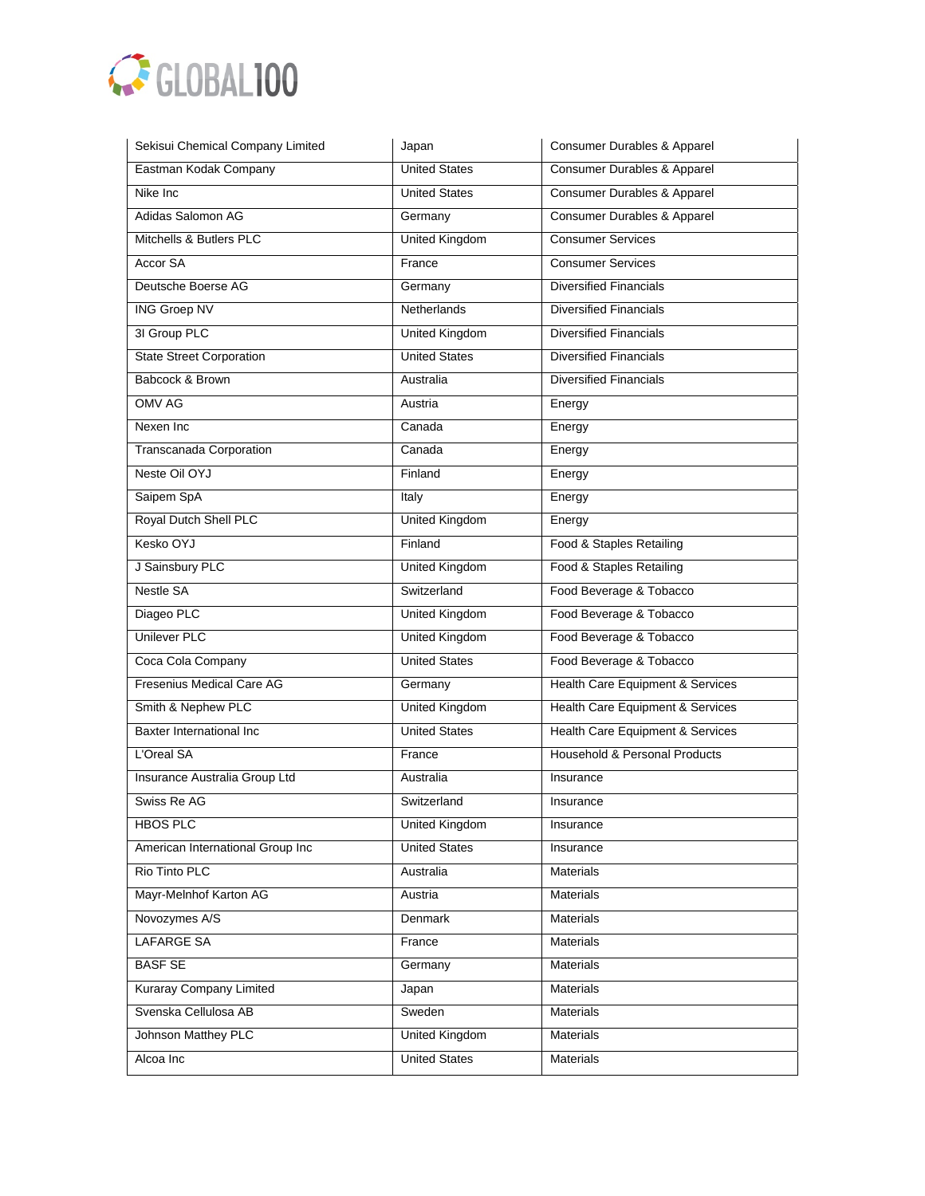| Sekisui Chemical Company Limited | Japan | Consumer Durables & Apparel |
|---|---|---|
| Eastman Kodak Company | United States | Consumer Durables & Apparel |
| Nike Inc | United States | Consumer Durables & Apparel |
| Adidas Salomon AG | Germany | Consumer Durables & Apparel |
| Mitchells & Butlers PLC | United Kingdom | Consumer Services |
| Accor SA | France | Consumer Services |
| Deutsche Boerse AG | Germany | Diversified Financials |
| ING Groep NV | Netherlands | Diversified Financials |
| 3I Group PLC | United Kingdom | Diversified Financials |
| State Street Corporation | United States | Diversified Financials |
| Babcock & Brown | Australia | Diversified Financials |
| OMV AG | Austria | Energy |
| Nexen Inc | Canada | Energy |
| Transcanada Corporation | Canada | Energy |
| Neste Oil OYJ | Finland | Energy |
| Saipem SpA | Italy | Energy |
| Royal Dutch Shell PLC | United Kingdom | Energy |
| Kesko OYJ | Finland | Food & Staples Retailing |
| J Sainsbury PLC | United Kingdom | Food & Staples Retailing |
| Nestle SA | Switzerland | Food Beverage & Tobacco |
| Diageo PLC | United Kingdom | Food Beverage & Tobacco |
| Unilever PLC | United Kingdom | Food Beverage & Tobacco |
| Coca Cola Company | United States | Food Beverage & Tobacco |
| Fresenius Medical Care AG | Germany | Health Care Equipment & Services |
| Smith & Nephew PLC | United Kingdom | Health Care Equipment & Services |
| Baxter International Inc | United States | Health Care Equipment & Services |
| L'Oreal SA | France | Household & Personal Products |
| Insurance Australia Group Ltd | Australia | Insurance |
| Swiss Re AG | Switzerland | Insurance |
| HBOS PLC | United Kingdom | Insurance |
| American International Group Inc | United States | Insurance |
| Rio Tinto PLC | Australia | Materials |
| Mayr-Melnhof Karton AG | Austria | Materials |
| Novozymes A/S | Denmark | Materials |
| LAFARGE SA | France | Materials |
| BASF SE | Germany | Materials |
| Kuraray Company Limited | Japan | Materials |
| Svenska Cellulosa AB | Sweden | Materials |
| Johnson Matthey PLC | United Kingdom | Materials |
| Alcoa Inc | United States | Materials |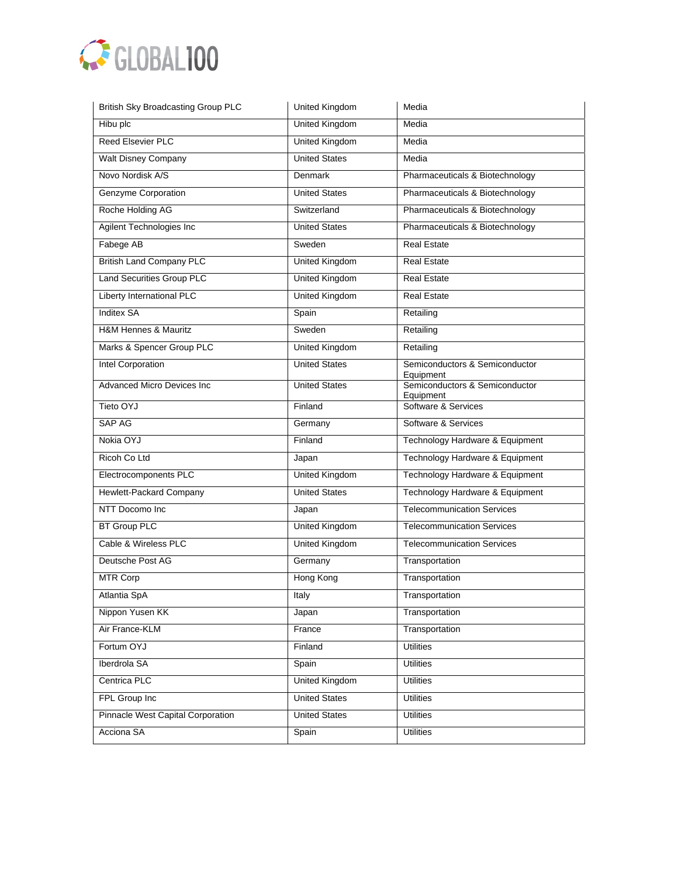| British Sky Broadcasting Group PLC | United Kingdom | Media |
|---|---|---|
| Hibu plc | United Kingdom | Media |
| Reed Elsevier PLC | United Kingdom | Media |
| Walt Disney Company | United States | Media |
| Novo Nordisk A/S | Denmark | Pharmaceuticals & Biotechnology |
| Genzyme Corporation | United States | Pharmaceuticals & Biotechnology |
| Roche Holding AG | Switzerland | Pharmaceuticals & Biotechnology |
| Agilent Technologies Inc | United States | Pharmaceuticals & Biotechnology |
| Fabege AB | Sweden | Real Estate |
| British Land Company PLC | United Kingdom | Real Estate |
| Land Securities Group PLC | United Kingdom | Real Estate |
| Liberty International PLC | United Kingdom | Real Estate |
| Inditex SA | Spain | Retailing |
| H&M Hennes & Mauritz | Sweden | Retailing |
| Marks & Spencer Group PLC | United Kingdom | Retailing |
| Intel Corporation | United States | Semiconductors & Semiconductor Equipment |
| Advanced Micro Devices Inc | United States | Semiconductors & Semiconductor Equipment |
| Tieto OYJ | Finland | Software & Services |
| SAP AG | Germany | Software & Services |
| Nokia OYJ | Finland | Technology Hardware & Equipment |
| Ricoh Co Ltd | Japan | Technology Hardware & Equipment |
| Electrocomponents PLC | United Kingdom | Technology Hardware & Equipment |
| Hewlett-Packard Company | United States | Technology Hardware & Equipment |
| NTT Docomo Inc | Japan | Telecommunication Services |
| BT Group PLC | United Kingdom | Telecommunication Services |
| Cable & Wireless PLC | United Kingdom | Telecommunication Services |
| Deutsche Post AG | Germany | Transportation |
| MTR Corp | Hong Kong | Transportation |
| Atlantia SpA | Italy | Transportation |
| Nippon Yusen KK | Japan | Transportation |
| Air France-KLM | France | Transportation |
| Fortum OYJ | Finland | Utilities |
| Iberdrola SA | Spain | Utilities |
| Centrica PLC | United Kingdom | Utilities |
| FPL Group Inc | United States | Utilities |
| Pinnacle West Capital Corporation | United States | Utilities |
| Acciona SA | Spain | Utilities |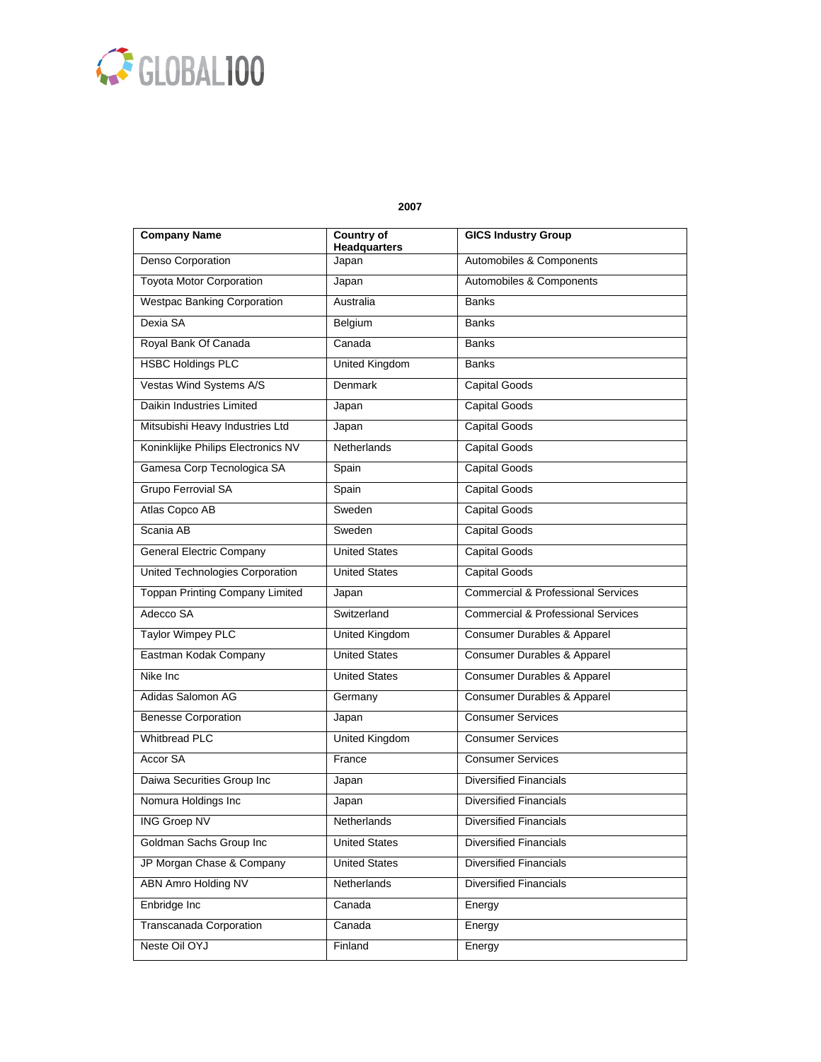GLOBAL100

2007

| Company Name | Country of Headquarters | GICS Industry Group |
| --- | --- | --- |
| Denso Corporation | Japan | Automobiles & Components |
| Toyota Motor Corporation | Japan | Automobiles & Components |
| Westpac Banking Corporation | Australia | Banks |
| Dexia SA | Belgium | Banks |
| Royal Bank Of Canada | Canada | Banks |
| HSBC Holdings PLC | United Kingdom | Banks |
| Vestas Wind Systems A/S | Denmark | Capital Goods |
| Daikin Industries Limited | Japan | Capital Goods |
| Mitsubishi Heavy Industries Ltd | Japan | Capital Goods |
| Koninklijke Philips Electronics NV | Netherlands | Capital Goods |
| Gamesa Corp Tecnologica SA | Spain | Capital Goods |
| Grupo Ferrovial SA | Spain | Capital Goods |
| Atlas Copco AB | Sweden | Capital Goods |
| Scania AB | Sweden | Capital Goods |
| General Electric Company | United States | Capital Goods |
| United Technologies Corporation | United States | Capital Goods |
| Toppan Printing Company Limited | Japan | Commercial & Professional Services |
| Adecco SA | Switzerland | Commercial & Professional Services |
| Taylor Wimpey PLC | United Kingdom | Consumer Durables & Apparel |
| Eastman Kodak Company | United States | Consumer Durables & Apparel |
| Nike Inc | United States | Consumer Durables & Apparel |
| Adidas Salomon AG | Germany | Consumer Durables & Apparel |
| Benesse Corporation | Japan | Consumer Services |
| Whitbread PLC | United Kingdom | Consumer Services |
| Accor SA | France | Consumer Services |
| Daiwa Securities Group Inc | Japan | Diversified Financials |
| Nomura Holdings Inc | Japan | Diversified Financials |
| ING Groep NV | Netherlands | Diversified Financials |
| Goldman Sachs Group Inc | United States | Diversified Financials |
| JP Morgan Chase & Company | United States | Diversified Financials |
| ABN Amro Holding NV | Netherlands | Diversified Financials |
| Enbridge Inc | Canada | Energy |
| Transcanada Corporation | Canada | Energy |
| Neste Oil OYJ | Finland | Energy |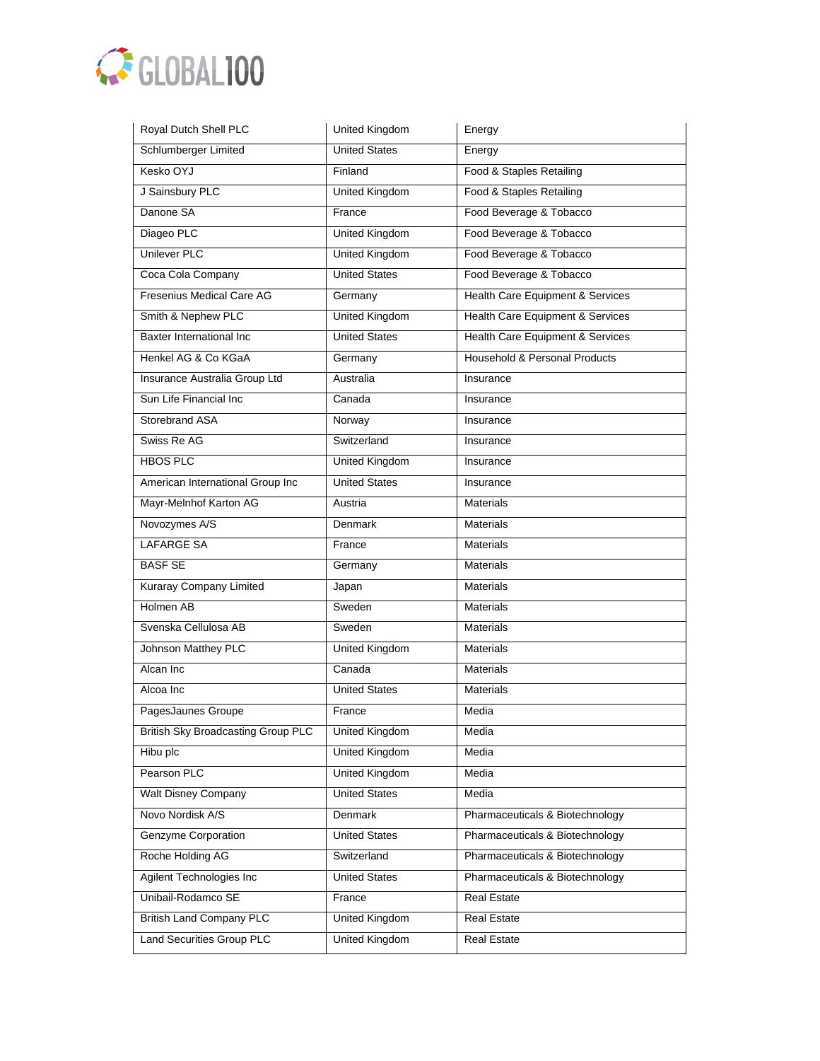| Royal Dutch Shell PLC | United Kingdom | Energy |
|---|---|---|
| Schlumberger Limited | United States | Energy |
| Kesko OYJ | Finland | Food & Staples Retailing |
| J Sainsbury PLC | United Kingdom | Food & Staples Retailing |
| Danone SA | France | Food Beverage & Tobacco |
| Diageo PLC | United Kingdom | Food Beverage & Tobacco |
| Unilever PLC | United Kingdom | Food Beverage & Tobacco |
| Coca Cola Company | United States | Food Beverage & Tobacco |
| Fresenius Medical Care AG | Germany | Health Care Equipment & Services |
| Smith & Nephew PLC | United Kingdom | Health Care Equipment & Services |
| Baxter International Inc | United States | Health Care Equipment & Services |
| Henkel AG & Co KGaA | Germany | Household & Personal Products |
| Insurance Australia Group Ltd | Australia | Insurance |
| Sun Life Financial Inc | Canada | Insurance |
| Storebrand ASA | Norway | Insurance |
| Swiss Re AG | Switzerland | Insurance |
| HBOS PLC | United Kingdom | Insurance |
| American International Group Inc | United States | Insurance |
| Mayr-Melnhof Karton AG | Austria | Materials |
| Novozymes A/S | Denmark | Materials |
| LAFARGE SA | France | Materials |
| BASF SE | Germany | Materials |
| Kuraray Company Limited | Japan | Materials |
| Holmen AB | Sweden | Materials |
| Svenska Cellulosa AB | Sweden | Materials |
| Johnson Matthey PLC | United Kingdom | Materials |
| Alcan Inc | Canada | Materials |
| Alcoa Inc | United States | Materials |
| PagesJaunes Groupe | France | Media |
| British Sky Broadcasting Group PLC | United Kingdom | Media |
| Hibu plc | United Kingdom | Media |
| Pearson PLC | United Kingdom | Media |
| Walt Disney Company | United States | Media |
| Novo Nordisk A/S | Denmark | Pharmaceuticals & Biotechnology |
| Genzyme Corporation | United States | Pharmaceuticals & Biotechnology |
| Roche Holding AG | Switzerland | Pharmaceuticals & Biotechnology |
| Agilent Technologies Inc | United States | Pharmaceuticals & Biotechnology |
| Unibail-Rodamco SE | France | Real Estate |
| British Land Company PLC | United Kingdom | Real Estate |
| Land Securities Group PLC | United Kingdom | Real Estate |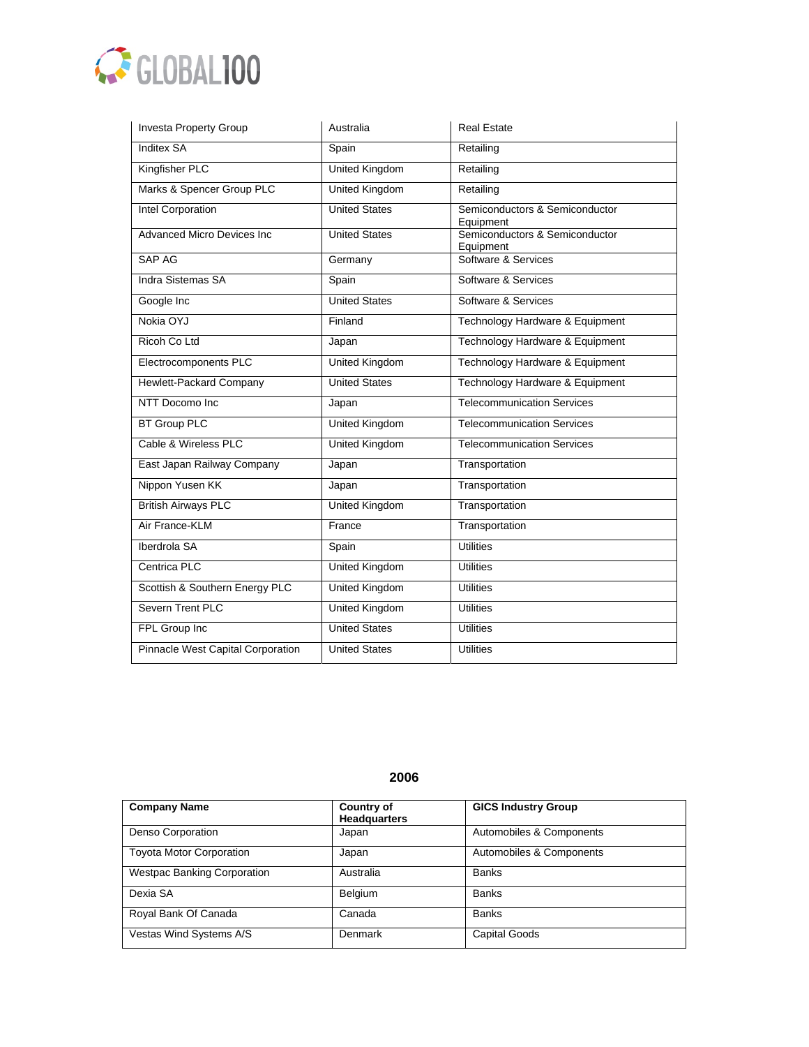| | | |
|---|---|---|
| Investa Property Group | Australia | Real Estate |
| Inditex SA | Spain | Retailing |
| Kingfisher PLC | United Kingdom | Retailing |
| Marks & Spencer Group PLC | United Kingdom | Retailing |
| Intel Corporation | United States | Semiconductors & Semiconductor Equipment |
| Advanced Micro Devices Inc | United States | Semiconductors & Semiconductor Equipment |
| SAP AG | Germany | Software & Services |
| Indra Sistemas SA | Spain | Software & Services |
| Google Inc | United States | Software & Services |
| Nokia OYJ | Finland | Technology Hardware & Equipment |
| Ricoh Co Ltd | Japan | Technology Hardware & Equipment |
| Electrocomponents PLC | United Kingdom | Technology Hardware & Equipment |
| Hewlett-Packard Company | United States | Technology Hardware & Equipment |
| NTT Docomo Inc | Japan | Telecommunication Services |
| BT Group PLC | United Kingdom | Telecommunication Services |
| Cable & Wireless PLC | United Kingdom | Telecommunication Services |
| East Japan Railway Company | Japan | Transportation |
| Nippon Yusen KK | Japan | Transportation |
| British Airways PLC | United Kingdom | Transportation |
| Air France-KLM | France | Transportation |
| Iberdrola SA | Spain | Utilities |
| Centrica PLC | United Kingdom | Utilities |
| Scottish & Southern Energy PLC | United Kingdom | Utilities |
| Severn Trent PLC | United Kingdom | Utilities |
| FPL Group Inc | United States | Utilities |
| Pinnacle West Capital Corporation | United States | Utilities |

## 2006

| Company Name | Country of Headquarters | GICS Industry Group |
|---|---|---|
| Denso Corporation | Japan | Automobiles & Components |
| Toyota Motor Corporation | Japan | Automobiles & Components |
| Westpac Banking Corporation | Australia | Banks |
| Dexia SA | Belgium | Banks |
| Royal Bank Of Canada | Canada | Banks |
| Vestas Wind Systems A/S | Denmark | Capital Goods |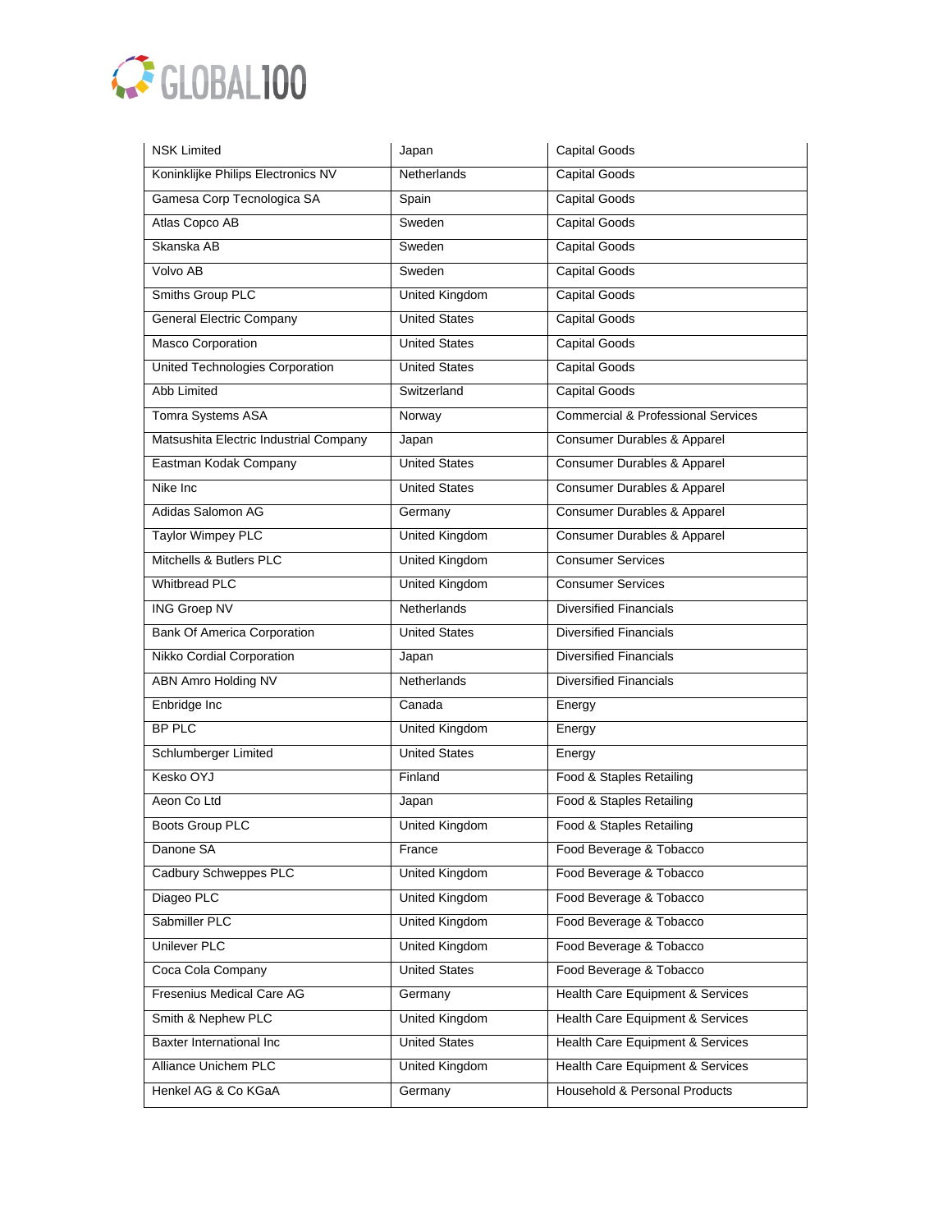| NSK Limited | Japan | Capital Goods |
|---|---|---|
| Koninklijke Philips Electronics NV | Netherlands | Capital Goods |
| Gamesa Corp Tecnologica SA | Spain | Capital Goods |
| Atlas Copco AB | Sweden | Capital Goods |
| Skanska AB | Sweden | Capital Goods |
| Volvo AB | Sweden | Capital Goods |
| Smiths Group PLC | United Kingdom | Capital Goods |
| General Electric Company | United States | Capital Goods |
| Masco Corporation | United States | Capital Goods |
| United Technologies Corporation | United States | Capital Goods |
| Abb Limited | Switzerland | Capital Goods |
| Tomra Systems ASA | Norway | Commercial & Professional Services |
| Matsushita Electric Industrial Company | Japan | Consumer Durables & Apparel |
| Eastman Kodak Company | United States | Consumer Durables & Apparel |
| Nike Inc | United States | Consumer Durables & Apparel |
| Adidas Salomon AG | Germany | Consumer Durables & Apparel |
| Taylor Wimpey PLC | United Kingdom | Consumer Durables & Apparel |
| Mitchells & Butlers PLC | United Kingdom | Consumer Services |
| Whitbread PLC | United Kingdom | Consumer Services |
| ING Groep NV | Netherlands | Diversified Financials |
| Bank Of America Corporation | United States | Diversified Financials |
| Nikko Cordial Corporation | Japan | Diversified Financials |
| ABN Amro Holding NV | Netherlands | Diversified Financials |
| Enbridge Inc | Canada | Energy |
| BP PLC | United Kingdom | Energy |
| Schlumberger Limited | United States | Energy |
| Kesko OYJ | Finland | Food & Staples Retailing |
| Aeon Co Ltd | Japan | Food & Staples Retailing |
| Boots Group PLC | United Kingdom | Food & Staples Retailing |
| Danone SA | France | Food Beverage & Tobacco |
| Cadbury Schweppes PLC | United Kingdom | Food Beverage & Tobacco |
| Diageo PLC | United Kingdom | Food Beverage & Tobacco |
| Sabmiller PLC | United Kingdom | Food Beverage & Tobacco |
| Unilever PLC | United Kingdom | Food Beverage & Tobacco |
| Coca Cola Company | United States | Food Beverage & Tobacco |
| Fresenius Medical Care AG | Germany | Health Care Equipment & Services |
| Smith & Nephew PLC | United Kingdom | Health Care Equipment & Services |
| Baxter International Inc | United States | Health Care Equipment & Services |
| Alliance Unichem PLC | United Kingdom | Health Care Equipment & Services |
| Henkel AG & Co KGaA | Germany | Household & Personal Products |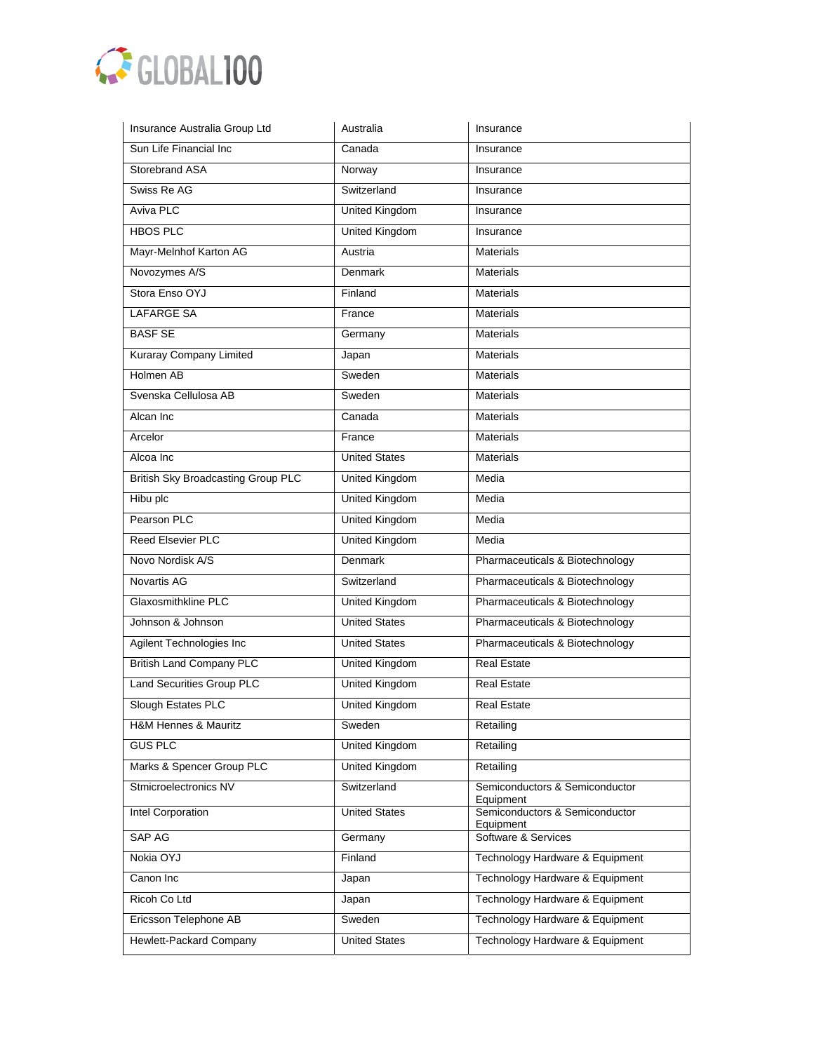| Insurance Australia Group Ltd | Australia | Insurance |
|---|---|---|
| Sun Life Financial Inc | Canada | Insurance |
| Storebrand ASA | Norway | Insurance |
| Swiss Re AG | Switzerland | Insurance |
| Aviva PLC | United Kingdom | Insurance |
| HBOS PLC | United Kingdom | Insurance |
| Mayr-Melnhof Karton AG | Austria | Materials |
| Novozymes A/S | Denmark | Materials |
| Stora Enso OYJ | Finland | Materials |
| LAFARGE SA | France | Materials |
| BASF SE | Germany | Materials |
| Kuraray Company Limited | Japan | Materials |
| Holmen AB | Sweden | Materials |
| Svenska Cellulosa AB | Sweden | Materials |
| Alcan Inc | Canada | Materials |
| Arcelor | France | Materials |
| Alcoa Inc | United States | Materials |
| British Sky Broadcasting Group PLC | United Kingdom | Media |
| Hibu plc | United Kingdom | Media |
| Pearson PLC | United Kingdom | Media |
| Reed Elsevier PLC | United Kingdom | Media |
| Novo Nordisk A/S | Denmark | Pharmaceuticals & Biotechnology |
| Novartis AG | Switzerland | Pharmaceuticals & Biotechnology |
| Glaxosmithkline PLC | United Kingdom | Pharmaceuticals & Biotechnology |
| Johnson & Johnson | United States | Pharmaceuticals & Biotechnology |
| Agilent Technologies Inc | United States | Pharmaceuticals & Biotechnology |
| British Land Company PLC | United Kingdom | Real Estate |
| Land Securities Group PLC | United Kingdom | Real Estate |
| Slough Estates PLC | United Kingdom | Real Estate |
| H&M Hennes & Mauritz | Sweden | Retailing |
| GUS PLC | United Kingdom | Retailing |
| Marks & Spencer Group PLC | United Kingdom | Retailing |
| Stmicroelectronics NV | Switzerland | Semiconductors & Semiconductor Equipment |
| Intel Corporation | United States | Semiconductors & Semiconductor Equipment |
| SAP AG | Germany | Software & Services |
| Nokia OYJ | Finland | Technology Hardware & Equipment |
| Canon Inc | Japan | Technology Hardware & Equipment |
| Ricoh Co Ltd | Japan | Technology Hardware & Equipment |
| Ericsson Telephone AB | Sweden | Technology Hardware & Equipment |
| Hewlett-Packard Company | United States | Technology Hardware & Equipment |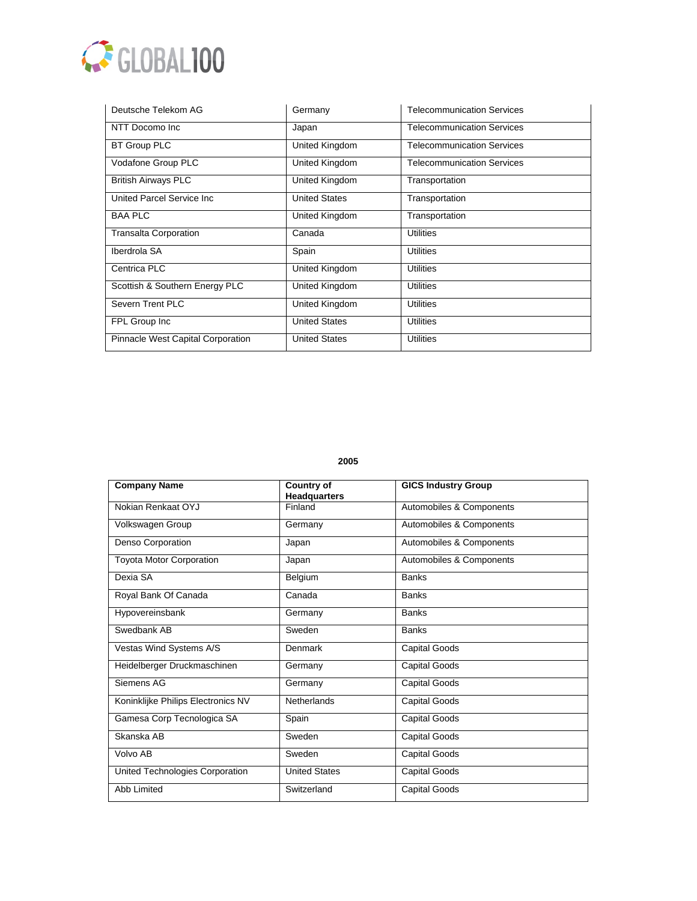| | | |
|---|---|---|
| Deutsche Telekom AG | Germany | Telecommunication Services |
| NTT Docomo Inc | Japan | Telecommunication Services |
| BT Group PLC | United Kingdom | Telecommunication Services |
| Vodafone Group PLC | United Kingdom | Telecommunication Services |
| British Airways PLC | United Kingdom | Transportation |
| United Parcel Service Inc | United States | Transportation |
| BAA PLC | United Kingdom | Transportation |
| Transalta Corporation | Canada | Utilities |
| Iberdrola SA | Spain | Utilities |
| Centrica PLC | United Kingdom | Utilities |
| Scottish & Southern Energy PLC | United Kingdom | Utilities |
| Severn Trent PLC | United Kingdom | Utilities |
| FPL Group Inc | United States | Utilities |
| Pinnacle West Capital Corporation | United States | Utilities |

**2005**

| Company Name | Country of Headquarters | GICS Industry Group |
|---|---|---|
| Nokian Renkaat OYJ | Finland | Automobiles & Components |
| Volkswagen Group | Germany | Automobiles & Components |
| Denso Corporation | Japan | Automobiles & Components |
| Toyota Motor Corporation | Japan | Automobiles & Components |
| Dexia SA | Belgium | Banks |
| Royal Bank Of Canada | Canada | Banks |
| Hypovereinsbank | Germany | Banks |
| Swedbank AB | Sweden | Banks |
| Vestas Wind Systems A/S | Denmark | Capital Goods |
| Heidelberger Druckmaschinen | Germany | Capital Goods |
| Siemens AG | Germany | Capital Goods |
| Koninklijke Philips Electronics NV | Netherlands | Capital Goods |
| Gamesa Corp Tecnologica SA | Spain | Capital Goods |
| Skanska AB | Sweden | Capital Goods |
| Volvo AB | Sweden | Capital Goods |
| United Technologies Corporation | United States | Capital Goods |
| Abb Limited | Switzerland | Capital Goods |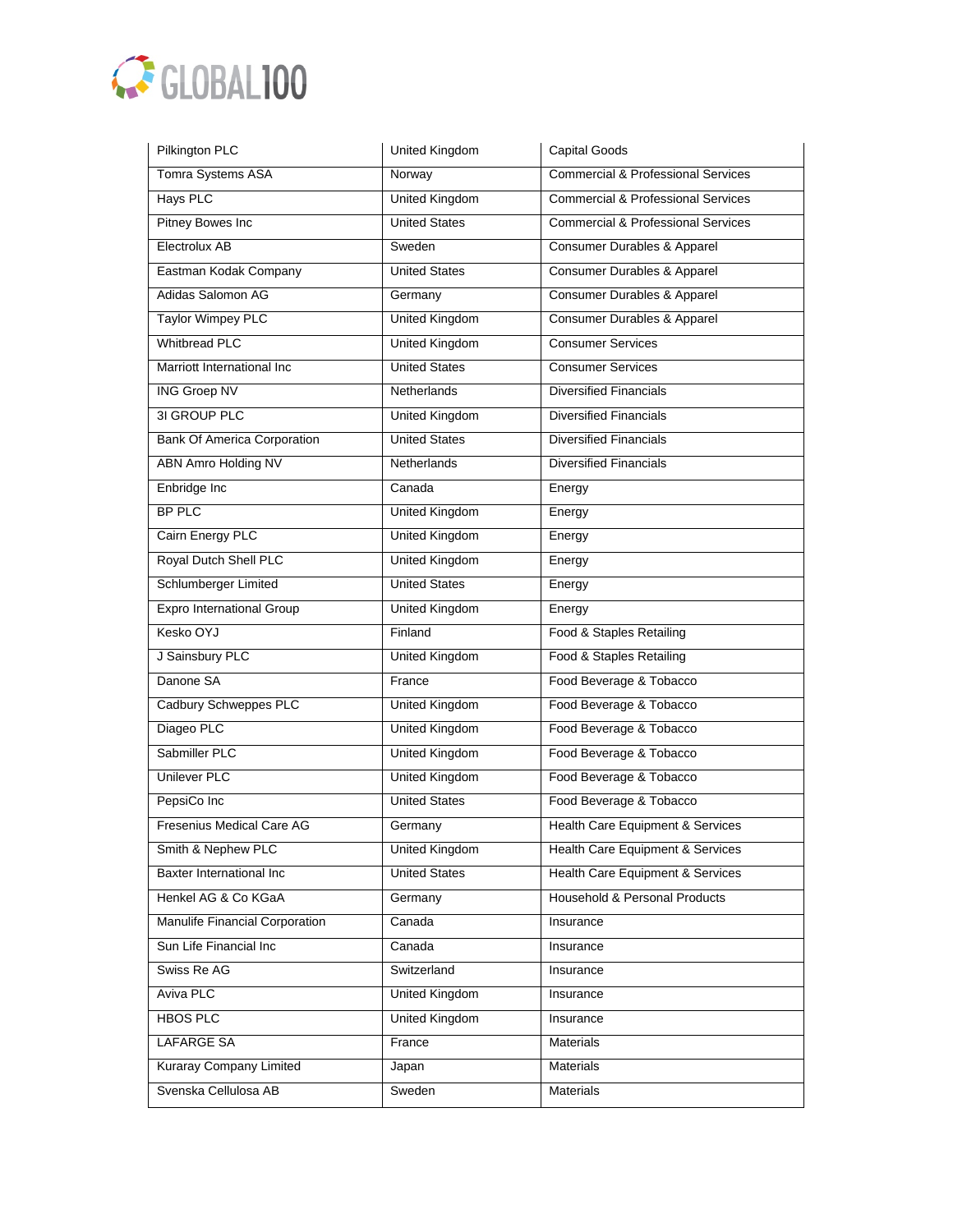| | | |
|---|---|---|
| Pilkington PLC | United Kingdom | Capital Goods |
| Tomra Systems ASA | Norway | Commercial & Professional Services |
| Hays PLC | United Kingdom | Commercial & Professional Services |
| Pitney Bowes Inc | United States | Commercial & Professional Services |
| Electrolux AB | Sweden | Consumer Durables & Apparel |
| Eastman Kodak Company | United States | Consumer Durables & Apparel |
| Adidas Salomon AG | Germany | Consumer Durables & Apparel |
| Taylor Wimpey PLC | United Kingdom | Consumer Durables & Apparel |
| Whitbread PLC | United Kingdom | Consumer Services |
| Marriott International Inc | United States | Consumer Services |
| ING Groep NV | Netherlands | Diversified Financials |
| 3I GROUP PLC | United Kingdom | Diversified Financials |
| Bank Of America Corporation | United States | Diversified Financials |
| ABN Amro Holding NV | Netherlands | Diversified Financials |
| Enbridge Inc | Canada | Energy |
| BP PLC | United Kingdom | Energy |
| Cairn Energy PLC | United Kingdom | Energy |
| Royal Dutch Shell PLC | United Kingdom | Energy |
| Schlumberger Limited | United States | Energy |
| Expro International Group | United Kingdom | Energy |
| Kesko OYJ | Finland | Food & Staples Retailing |
| J Sainsbury PLC | United Kingdom | Food & Staples Retailing |
| Danone SA | France | Food Beverage & Tobacco |
| Cadbury Schweppes PLC | United Kingdom | Food Beverage & Tobacco |
| Diageo PLC | United Kingdom | Food Beverage & Tobacco |
| Sabmiller PLC | United Kingdom | Food Beverage & Tobacco |
| Unilever PLC | United Kingdom | Food Beverage & Tobacco |
| PepsiCo Inc | United States | Food Beverage & Tobacco |
| Fresenius Medical Care AG | Germany | Health Care Equipment & Services |
| Smith & Nephew PLC | United Kingdom | Health Care Equipment & Services |
| Baxter International Inc | United States | Health Care Equipment & Services |
| Henkel AG & Co KGaA | Germany | Household & Personal Products |
| Manulife Financial Corporation | Canada | Insurance |
| Sun Life Financial Inc | Canada | Insurance |
| Swiss Re AG | Switzerland | Insurance |
| Aviva PLC | United Kingdom | Insurance |
| HBOS PLC | United Kingdom | Insurance |
| LAFARGE SA | France | Materials |
| Kuraray Company Limited | Japan | Materials |
| Svenska Cellulosa AB | Sweden | Materials |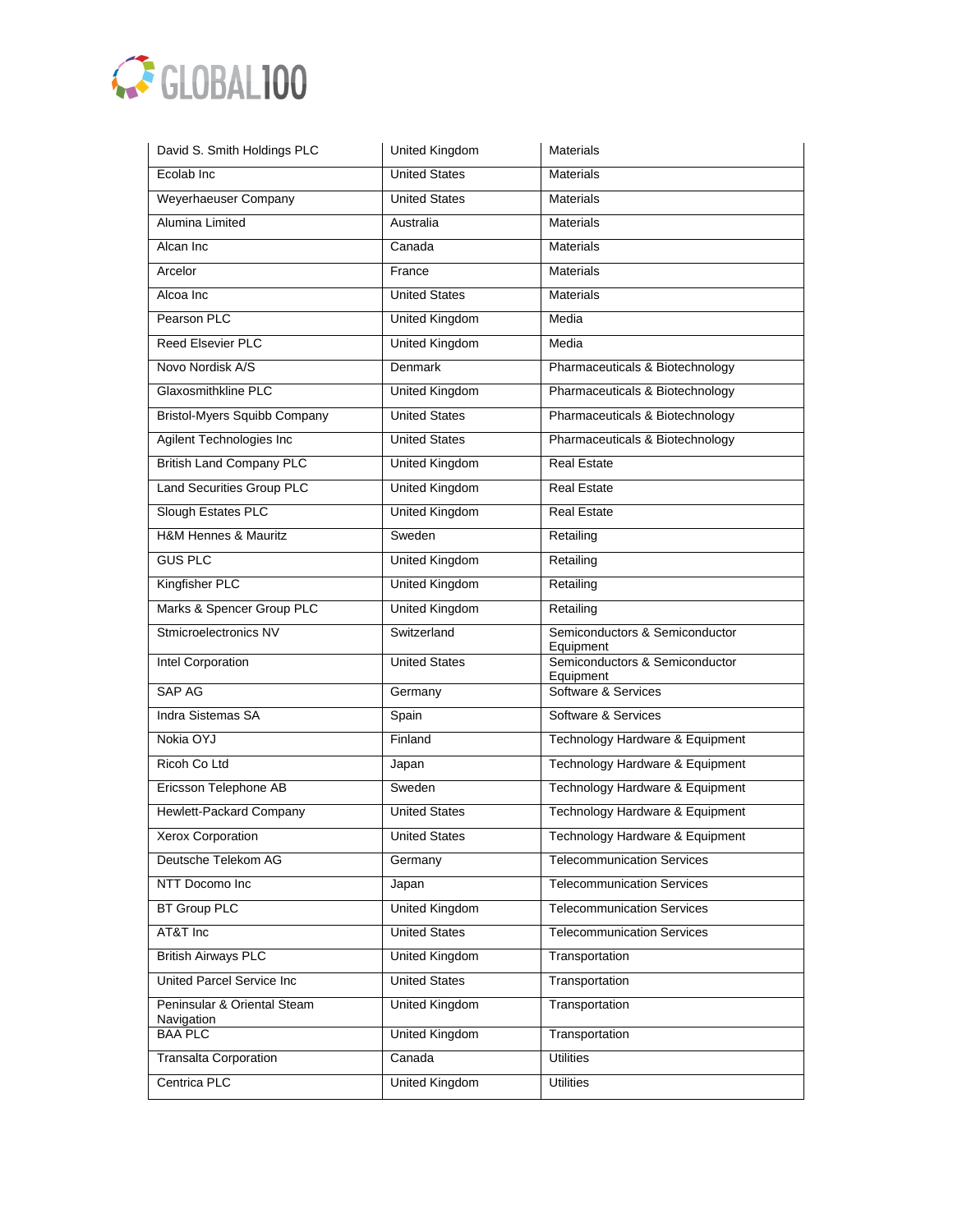| David S. Smith Holdings PLC | United Kingdom | Materials |
|---|---|---|
| Ecolab Inc | United States | Materials |
| Weyerhaeuser Company | United States | Materials |
| Alumina Limited | Australia | Materials |
| Alcan Inc | Canada | Materials |
| Arcelor | France | Materials |
| Alcoa Inc | United States | Materials |
| Pearson PLC | United Kingdom | Media |
| Reed Elsevier PLC | United Kingdom | Media |
| Novo Nordisk A/S | Denmark | Pharmaceuticals & Biotechnology |
| Glaxosmithkline PLC | United Kingdom | Pharmaceuticals & Biotechnology |
| Bristol-Myers Squibb Company | United States | Pharmaceuticals & Biotechnology |
| Agilent Technologies Inc | United States | Pharmaceuticals & Biotechnology |
| British Land Company PLC | United Kingdom | Real Estate |
| Land Securities Group PLC | United Kingdom | Real Estate |
| Slough Estates PLC | United Kingdom | Real Estate |
| H&M Hennes & Mauritz | Sweden | Retailing |
| GUS PLC | United Kingdom | Retailing |
| Kingfisher PLC | United Kingdom | Retailing |
| Marks & Spencer Group PLC | United Kingdom | Retailing |
| Stmicroelectronics NV | Switzerland | Semiconductors & Semiconductor Equipment |
| Intel Corporation | United States | Semiconductors & Semiconductor Equipment |
| SAP AG | Germany | Software & Services |
| Indra Sistemas SA | Spain | Software & Services |
| Nokia OYJ | Finland | Technology Hardware & Equipment |
| Ricoh Co Ltd | Japan | Technology Hardware & Equipment |
| Ericsson Telephone AB | Sweden | Technology Hardware & Equipment |
| Hewlett-Packard Company | United States | Technology Hardware & Equipment |
| Xerox Corporation | United States | Technology Hardware & Equipment |
| Deutsche Telekom AG | Germany | Telecommunication Services |
| NTT Docomo Inc | Japan | Telecommunication Services |
| BT Group PLC | United Kingdom | Telecommunication Services |
| AT&T Inc | United States | Telecommunication Services |
| British Airways PLC | United Kingdom | Transportation |
| United Parcel Service Inc | United States | Transportation |
| Peninsular & Oriental Steam Navigation | United Kingdom | Transportation |
| BAA PLC | United Kingdom | Transportation |
| Transalta Corporation | Canada | Utilities |
| Centrica PLC | United Kingdom | Utilities |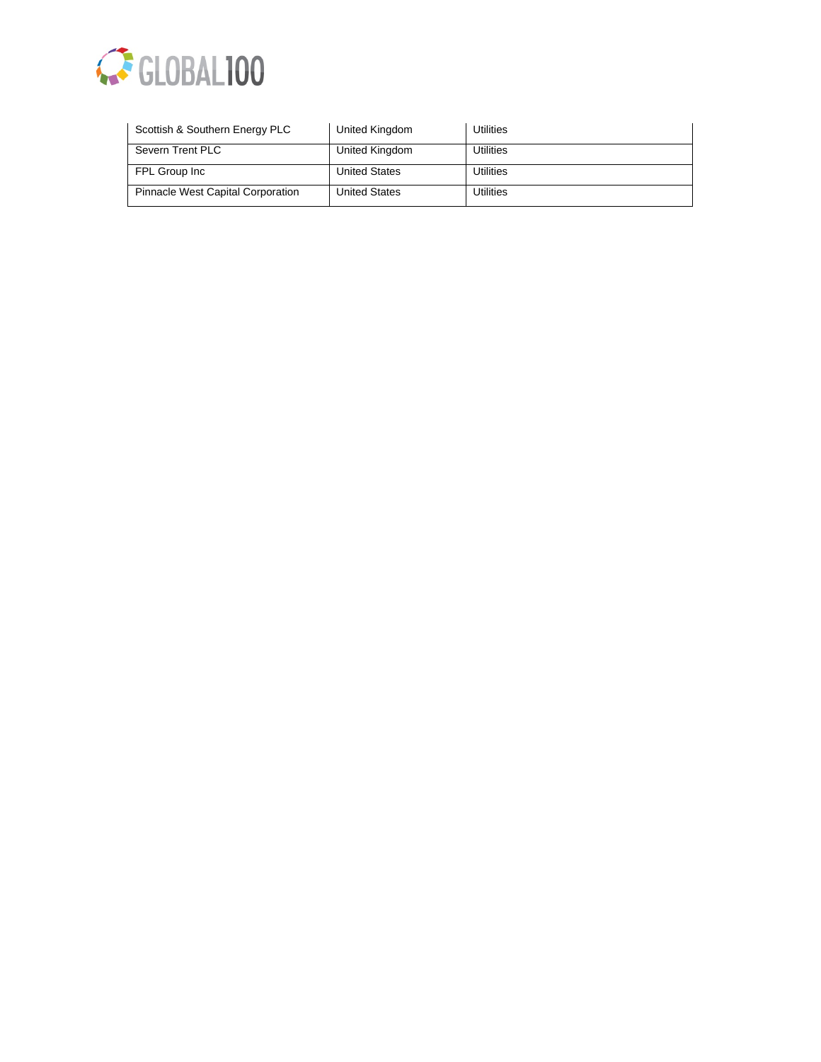| | | |
|---|---|---|
| Scottish & Southern Energy PLC | United Kingdom | Utilities |
| Severn Trent PLC | United Kingdom | Utilities |
| FPL Group Inc | United States | Utilities |
| Pinnacle West Capital Corporation | United States | Utilities |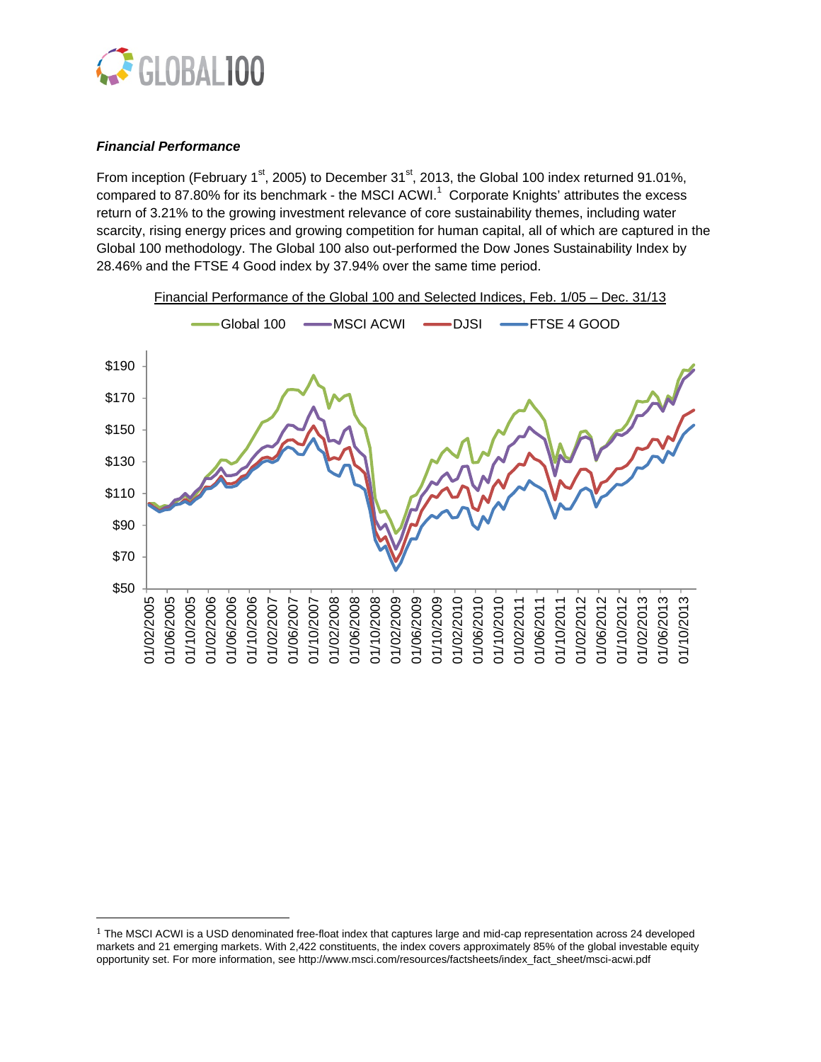### *Financial Performance*

From inception (February 1st, 2005) to December 31st, 2013, the Global 100 index returned 91.01%, compared to 87.80% for its benchmark - the MSCI ACWI.[1] Corporate Knights' attributes the excess return of 3.21% to the growing investment relevance of core sustainability themes, including water scarcity, rising energy prices and growing competition for human capital, all of which are captured in the Global 100 methodology. The Global 100 also out-performed the Dow Jones Sustainability Index by 28.46% and the FTSE 4 Good index by 37.94% over the same time period.

Financial Performance of the Global 100 and Selected Indices, Feb. 1/05 – Dec. 31/13

Global 100 | MSCI ACWI | DJSI | FTSE 4 GOOD

$190
$170
$150
$130
$110
$90
$70
$50

01/02/2005, 01/06/2005, 01/10/2005, 01/02/2006, 01/06/2006, 01/10/2006, 01/02/2007, 01/06/2007, 01/10/2007, 01/02/2008, 01/06/2008, 01/10/2008, 01/02/2009, 01/06/2009, 01/10/2009, 01/02/2010, 01/06/2010, 01/10/2010, 01/02/2011, 01/06/2011, 01/10/2011, 01/02/2012, 01/06/2012, 01/10/2012, 01/02/2013, 01/06/2013, 01/10/2013

---

[1] The MSCI ACWI is a USD denominated free-float index that captures large and mid-cap representation across 24 developed markets and 21 emerging markets. With 2,422 constituents, the index covers approximately 85% of the global investable equity opportunity set. For more information, see http://www.msci.com/resources/factsheets/index_fact_sheet/msci-acwi.pdf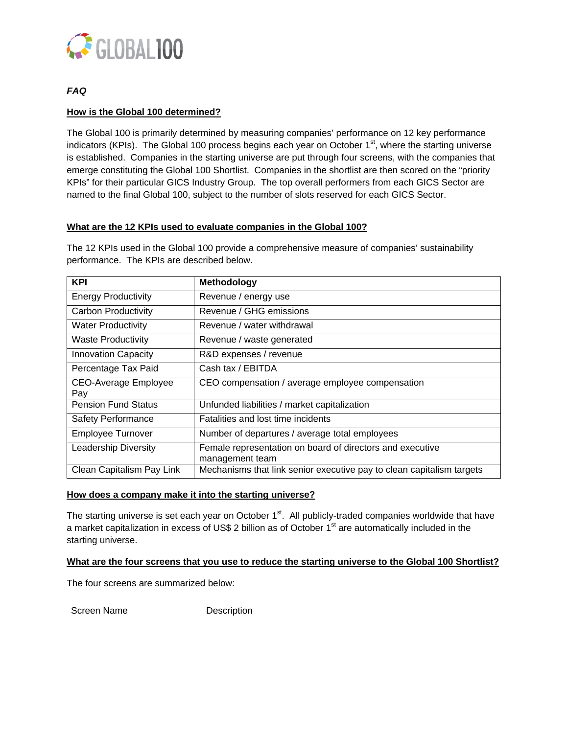GLOBAL100

*FAQ*

**How is the Global 100 determined?**

The Global 100 is primarily determined by measuring companies' performance on 12 key performance indicators (KPIs). The Global 100 process begins each year on October 1st, where the starting universe is established. Companies in the starting universe are put through four screens, with the companies that emerge constituting the Global 100 Shortlist. Companies in the shortlist are then scored on the "priority KPIs" for their particular GICS Industry Group. The top overall performers from each GICS Sector are named to the final Global 100, subject to the number of slots reserved for each GICS Sector.

**What are the 12 KPIs used to evaluate companies in the Global 100?**

The 12 KPIs used in the Global 100 provide a comprehensive measure of companies' sustainability performance. The KPIs are described below.

| KPI | Methodology |
|---|---|
| Energy Productivity | Revenue / energy use |
| Carbon Productivity | Revenue / GHG emissions |
| Water Productivity | Revenue / water withdrawal |
| Waste Productivity | Revenue / waste generated |
| Innovation Capacity | R&D expenses / revenue |
| Percentage Tax Paid | Cash tax / EBITDA |
| CEO-Average Employee Pay | CEO compensation / average employee compensation |
| Pension Fund Status | Unfunded liabilities / market capitalization |
| Safety Performance | Fatalities and lost time incidents |
| Employee Turnover | Number of departures / average total employees |
| Leadership Diversity | Female representation on board of directors and executive management team |
| Clean Capitalism Pay Link | Mechanisms that link senior executive pay to clean capitalism targets |

**How does a company make it into the starting universe?**

The starting universe is set each year on October 1st. All publicly-traded companies worldwide that have a market capitalization in excess of US$ 2 billion as of October 1st are automatically included in the starting universe.

**What are the four screens that you use to reduce the starting universe to the Global 100 Shortlist?**

The four screens are summarized below:

| Screen Name | Description |
|---|---|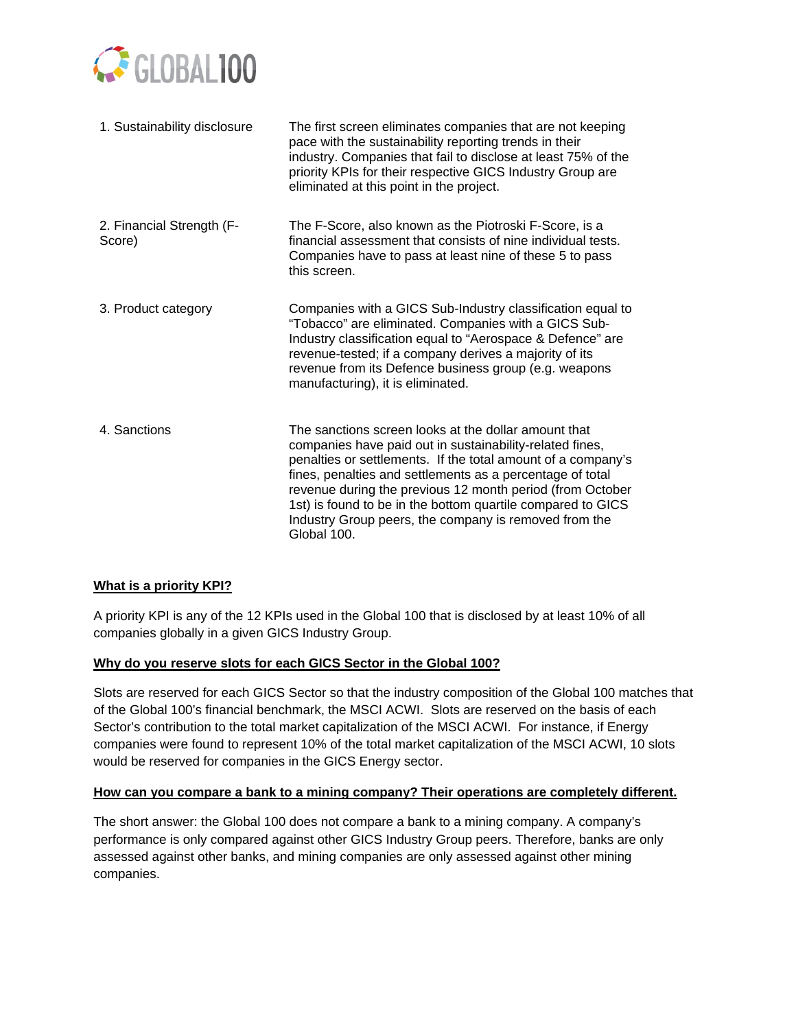| | |
|---|---|
| 1. Sustainability disclosure | The first screen eliminates companies that are not keeping pace with the sustainability reporting trends in their industry. Companies that fail to disclose at least 75% of the priority KPIs for their respective GICS Industry Group are eliminated at this point in the project. |
| 2. Financial Strength (F-Score) | The F-Score, also known as the Piotroski F-Score, is a financial assessment that consists of nine individual tests. Companies have to pass at least nine of these 5 to pass this screen. |
| 3. Product category | Companies with a GICS Sub-Industry classification equal to "Tobacco" are eliminated. Companies with a GICS Sub-Industry classification equal to "Aerospace & Defence" are revenue-tested; if a company derives a majority of its revenue from its Defence business group (e.g. weapons manufacturing), it is eliminated. |
| 4. Sanctions | The sanctions screen looks at the dollar amount that companies have paid out in sustainability-related fines, penalties or settlements. If the total amount of a company's fines, penalties and settlements as a percentage of total revenue during the previous 12 month period (from October 1st) is found to be in the bottom quartile compared to GICS Industry Group peers, the company is removed from the Global 100. |

**What is a priority KPI?**

A priority KPI is any of the 12 KPIs used in the Global 100 that is disclosed by at least 10% of all companies globally in a given GICS Industry Group.

**Why do you reserve slots for each GICS Sector in the Global 100?**

Slots are reserved for each GICS Sector so that the industry composition of the Global 100 matches that of the Global 100's financial benchmark, the MSCI ACWI. Slots are reserved on the basis of each Sector's contribution to the total market capitalization of the MSCI ACWI. For instance, if Energy companies were found to represent 10% of the total market capitalization of the MSCI ACWI, 10 slots would be reserved for companies in the GICS Energy sector.

**How can you compare a bank to a mining company? Their operations are completely different.**

The short answer: the Global 100 does not compare a bank to a mining company. A company's performance is only compared against other GICS Industry Group peers. Therefore, banks are only assessed against other banks, and mining companies are only assessed against other mining companies.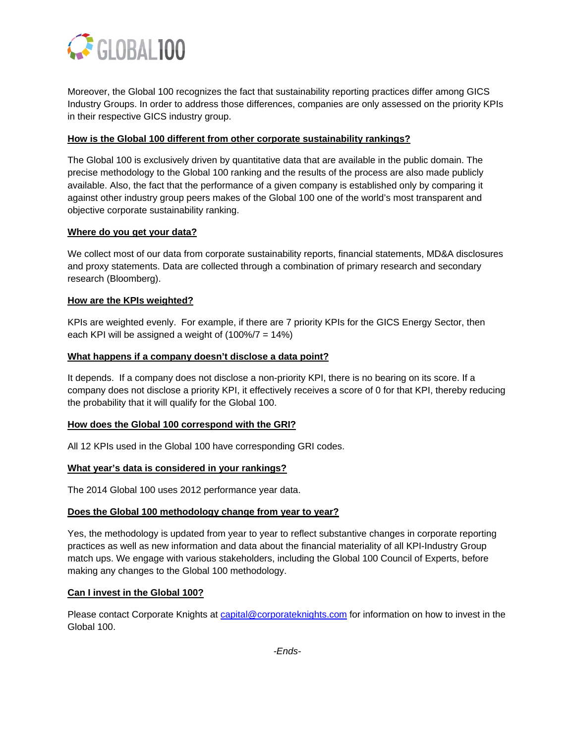Moreover, the Global 100 recognizes the fact that sustainability reporting practices differ among GICS Industry Groups. In order to address those differences, companies are only assessed on the priority KPIs in their respective GICS industry group.

**How is the Global 100 different from other corporate sustainability rankings?**

The Global 100 is exclusively driven by quantitative data that are available in the public domain. The precise methodology to the Global 100 ranking and the results of the process are also made publicly available. Also, the fact that the performance of a given company is established only by comparing it against other industry group peers makes of the Global 100 one of the world's most transparent and objective corporate sustainability ranking.

**Where do you get your data?**

We collect most of our data from corporate sustainability reports, financial statements, MD&A disclosures and proxy statements. Data are collected through a combination of primary research and secondary research (Bloomberg).

**How are the KPIs weighted?**

KPIs are weighted evenly. For example, if there are 7 priority KPIs for the GICS Energy Sector, then each KPI will be assigned a weight of (100%/7 = 14%)

**What happens if a company doesn't disclose a data point?**

It depends. If a company does not disclose a non-priority KPI, there is no bearing on its score. If a company does not disclose a priority KPI, it effectively receives a score of 0 for that KPI, thereby reducing the probability that it will qualify for the Global 100.

**How does the Global 100 correspond with the GRI?**

All 12 KPIs used in the Global 100 have corresponding GRI codes.

**What year's data is considered in your rankings?**

The 2014 Global 100 uses 2012 performance year data.

**Does the Global 100 methodology change from year to year?**

Yes, the methodology is updated from year to year to reflect substantive changes in corporate reporting practices as well as new information and data about the financial materiality of all KPI-Industry Group match ups. We engage with various stakeholders, including the Global 100 Council of Experts, before making any changes to the Global 100 methodology.

**Can I invest in the Global 100?**

Please contact Corporate Knights at capital@corporateknights.com for information on how to invest in the Global 100.

*-Ends-*